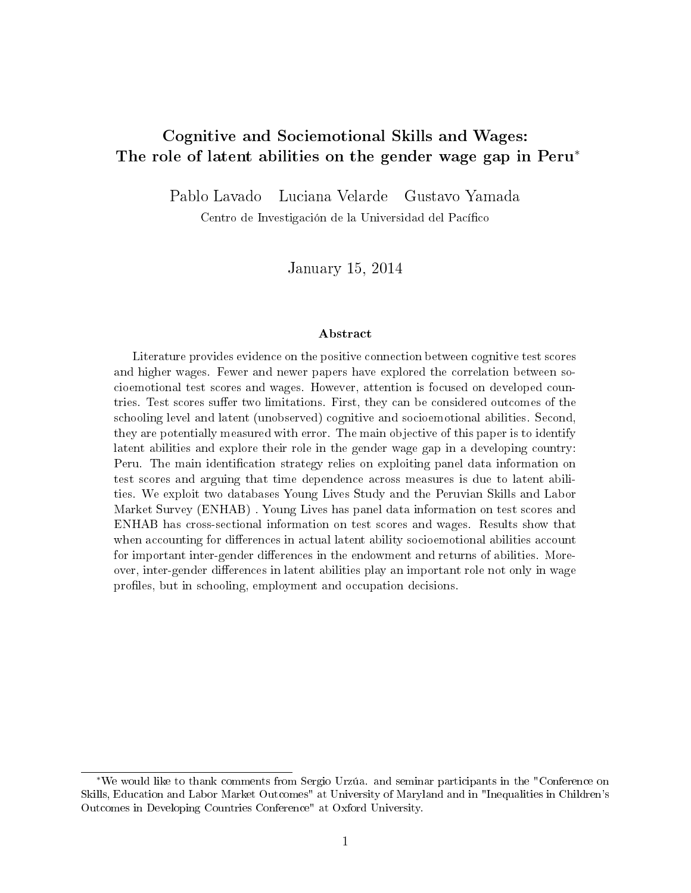# Cognitive and Sociemotional Skills and Wages: The role of latent abilities on the gender wage gap in Peru*

Pablo Lavado Luciana Velarde Gustavo Yamada

Centro de Investigación de la Universidad del Pacífico

January 15, 2014

## Abstract

Literature provides evidence on the positive connection between cognitive test scores and higher wages. Fewer and newer papers have explored the correlation between socioemotional test scores and wages. However, attention is focused on developed countries. Test scores suffer two limitations. First, they can be considered outcomes of the schooling level and latent (unobserved) cognitive and socioemotional abilities. Second, they are potentially measured with error. The main objective of this paper is to identify latent abilities and explore their role in the gender wage gap in a developing country: Peru. The main identification strategy relies on exploiting panel data information on test scores and arguing that time dependence across measures is due to latent abilities. We exploit two databases Young Lives Study and the Peruvian Skills and Labor Market Survey (ENHAB) . Young Lives has panel data information on test scores and ENHAB has cross-sectional information on test scores and wages. Results show that when accounting for differences in actual latent ability socioemotional abilities account for important inter-gender differences in the endowment and returns of abilities. Moreover, inter-gender differences in latent abilities play an important role not only in wage profiles, but in schooling, employment and occupation decisions.

---

*We would like to thank comments from Sergio Urzúa. and seminar participants in the "Conference on Skills, Education and Labor Market Outcomes" at University of Maryland and in "Inequalities in Children's Outcomes in Developing Countries Conference" at Oxford University.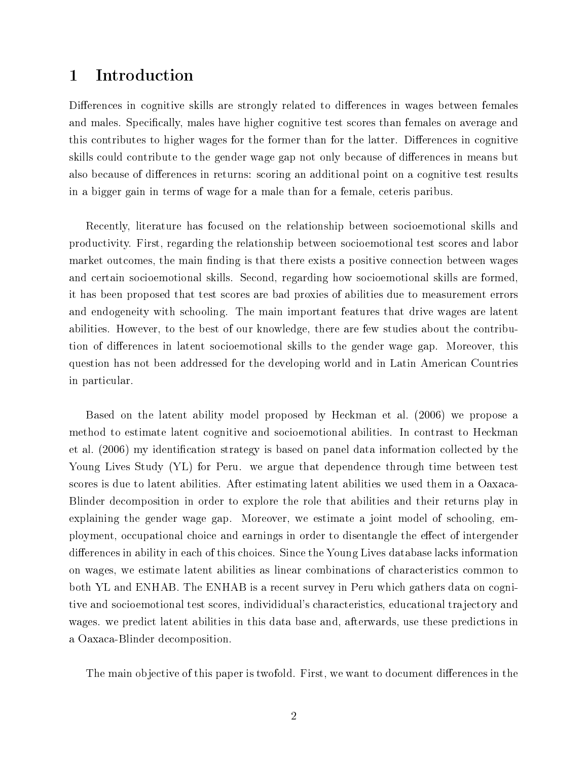# 1 Introduction

Differences in cognitive skills are strongly related to differences in wages between females and males. Specifically, males have higher cognitive test scores than females on average and this contributes to higher wages for the former than for the latter. Differences in cognitive skills could contribute to the gender wage gap not only because of differences in means but also because of differences in returns: scoring an additional point on a cognitive test results in a bigger gain in terms of wage for a male than for a female, ceteris paribus.

Recently, literature has focused on the relationship between socioemotional skills and productivity. First, regarding the relationship between socioemotional test scores and labor market outcomes, the main finding is that there exists a positive connection between wages and certain socioemotional skills. Second, regarding how socioemotional skills are formed, it has been proposed that test scores are bad proxies of abilities due to measurement errors and endogeneity with schooling. The main important features that drive wages are latent abilities. However, to the best of our knowledge, there are few studies about the contribution of differences in latent socioemotional skills to the gender wage gap. Moreover, this question has not been addressed for the developing world and in Latin American Countries in particular.

Based on the latent ability model proposed by Heckman et al. (2006) we propose a method to estimate latent cognitive and socioemotional abilities. In contrast to Heckman et al. (2006) my identification strategy is based on panel data information collected by the Young Lives Study (YL) for Peru. we argue that dependence through time between test scores is due to latent abilities. After estimating latent abilities we used them in a Oaxaca-Blinder decomposition in order to explore the role that abilities and their returns play in explaining the gender wage gap. Moreover, we estimate a joint model of schooling, employment, occupational choice and earnings in order to disentangle the effect of intergender differences in ability in each of this choices. Since the Young Lives database lacks information on wages, we estimate latent abilities as linear combinations of characteristics common to both YL and ENHAB. The ENHAB is a recent survey in Peru which gathers data on cognitive and socioemotional test scores, individidual's characteristics, educational trajectory and wages. we predict latent abilities in this data base and, afterwards, use these predictions in a Oaxaca-Blinder decomposition.

The main objective of this paper is twofold. First, we want to document differences in the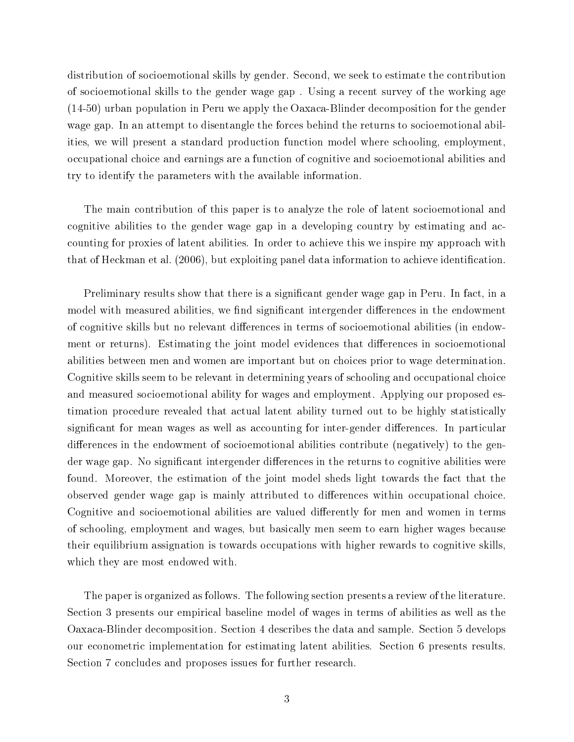distribution of socioemotional skills by gender. Second, we seek to estimate the contribution of socioemotional skills to the gender wage gap . Using a recent survey of the working age (14-50) urban population in Peru we apply the Oaxaca-Blinder decomposition for the gender wage gap. In an attempt to disentangle the forces behind the returns to socioemotional abilities, we will present a standard production function model where schooling, employment, occupational choice and earnings are a function of cognitive and socioemotional abilities and try to identify the parameters with the available information.

The main contribution of this paper is to analyze the role of latent socioemotional and cognitive abilities to the gender wage gap in a developing country by estimating and accounting for proxies of latent abilities. In order to achieve this we inspire my approach with that of Heckman et al. (2006), but exploiting panel data information to achieve identification.

Preliminary results show that there is a significant gender wage gap in Peru. In fact, in a model with measured abilities, we find significant intergender differences in the endowment of cognitive skills but no relevant differences in terms of socioemotional abilities (in endowment or returns). Estimating the joint model evidences that differences in socioemotional abilities between men and women are important but on choices prior to wage determination. Cognitive skills seem to be relevant in determining years of schooling and occupational choice and measured socioemotional ability for wages and employment. Applying our proposed estimation procedure revealed that actual latent ability turned out to be highly statistically significant for mean wages as well as accounting for inter-gender differences. In particular differences in the endowment of socioemotional abilities contribute (negatively) to the gender wage gap. No significant intergender differences in the returns to cognitive abilities were found. Moreover, the estimation of the joint model sheds light towards the fact that the observed gender wage gap is mainly attributed to differences within occupational choice. Cognitive and socioemotional abilities are valued differently for men and women in terms of schooling, employment and wages, but basically men seem to earn higher wages because their equilibrium assignation is towards occupations with higher rewards to cognitive skills, which they are most endowed with.

The paper is organized as follows. The following section presents a review of the literature. Section 3 presents our empirical baseline model of wages in terms of abilities as well as the Oaxaca-Blinder decomposition. Section 4 describes the data and sample. Section 5 develops our econometric implementation for estimating latent abilities. Section 6 presents results. Section 7 concludes and proposes issues for further research.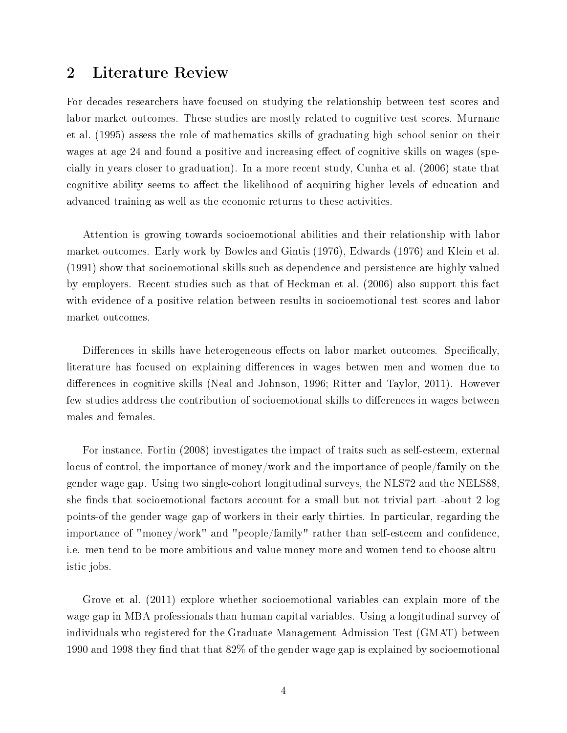## 2 Literature Review

For decades researchers have focused on studying the relationship between test scores and labor market outcomes. These studies are mostly related to cognitive test scores. Murnane et al. (1995) assess the role of mathematics skills of graduating high school senior on their wages at age 24 and found a positive and increasing effect of cognitive skills on wages (specially in years closer to graduation). In a more recent study, Cunha et al. (2006) state that cognitive ability seems to affect the likelihood of acquiring higher levels of education and advanced training as well as the economic returns to these activities.

Attention is growing towards socioemotional abilities and their relationship with labor market outcomes. Early work by Bowles and Gintis (1976), Edwards (1976) and Klein et al. (1991) show that socioemotional skills such as dependence and persistence are highly valued by employers. Recent studies such as that of Heckman et al. (2006) also support this fact with evidence of a positive relation between results in socioemotional test scores and labor market outcomes.

Differences in skills have heterogeneous effects on labor market outcomes. Specifically, literature has focused on explaining differences in wages betwen men and women due to differences in cognitive skills (Neal and Johnson, 1996; Ritter and Taylor, 2011). However few studies address the contribution of socioemotional skills to differences in wages between males and females.

For instance, Fortin (2008) investigates the impact of traits such as self-esteem, external locus of control, the importance of money/work and the importance of people/family on the gender wage gap. Using two single-cohort longitudinal surveys, the NLS72 and the NELS88, she finds that socioemotional factors account for a small but not trivial part -about 2 log points-of the gender wage gap of workers in their early thirties. In particular, regarding the importance of "money/work" and "people/family" rather than self-esteem and confidence, i.e. men tend to be more ambitious and value money more and women tend to choose altruistic jobs.

Grove et al. (2011) explore whether socioemotional variables can explain more of the wage gap in MBA professionals than human capital variables. Using a longitudinal survey of individuals who registered for the Graduate Management Admission Test (GMAT) between 1990 and 1998 they find that that 82% of the gender wage gap is explained by socioemotional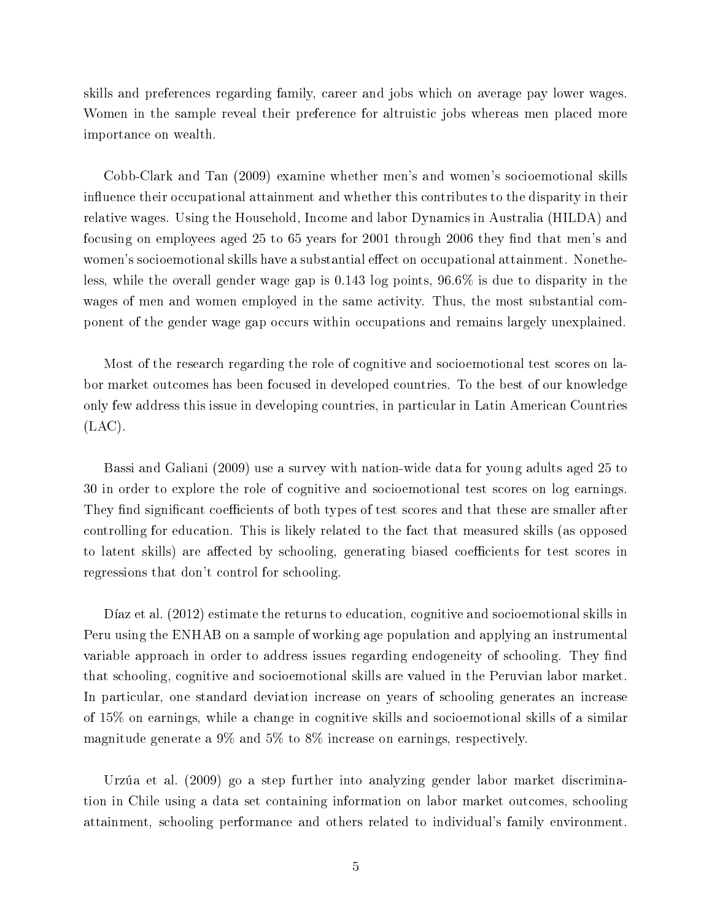skills and preferences regarding family, career and jobs which on average pay lower wages. Women in the sample reveal their preference for altruistic jobs whereas men placed more importance on wealth.

Cobb-Clark and Tan (2009) examine whether men's and women's socioemotional skills influence their occupational attainment and whether this contributes to the disparity in their relative wages. Using the Household, Income and labor Dynamics in Australia (HILDA) and focusing on employees aged 25 to 65 years for 2001 through 2006 they find that men's and women's socioemotional skills have a substantial effect on occupational attainment. Nonetheless, while the overall gender wage gap is 0.143 log points, 96.6% is due to disparity in the wages of men and women employed in the same activity. Thus, the most substantial component of the gender wage gap occurs within occupations and remains largely unexplained.

Most of the research regarding the role of cognitive and socioemotional test scores on labor market outcomes has been focused in developed countries. To the best of our knowledge only few address this issue in developing countries, in particular in Latin American Countries (LAC).

Bassi and Galiani (2009) use a survey with nation-wide data for young adults aged 25 to 30 in order to explore the role of cognitive and socioemotional test scores on log earnings. They find significant coefficients of both types of test scores and that these are smaller after controlling for education. This is likely related to the fact that measured skills (as opposed to latent skills) are affected by schooling, generating biased coefficients for test scores in regressions that don't control for schooling.

Díaz et al. (2012) estimate the returns to education, cognitive and socioemotional skills in Peru using the ENHAB on a sample of working age population and applying an instrumental variable approach in order to address issues regarding endogeneity of schooling. They find that schooling, cognitive and socioemotional skills are valued in the Peruvian labor market. In particular, one standard deviation increase on years of schooling generates an increase of 15% on earnings, while a change in cognitive skills and socioemotional skills of a similar magnitude generate a 9% and 5% to 8% increase on earnings, respectively.

Urzúa et al. (2009) go a step further into analyzing gender labor market discrimination in Chile using a data set containing information on labor market outcomes, schooling attainment, schooling performance and others related to individual's family environment.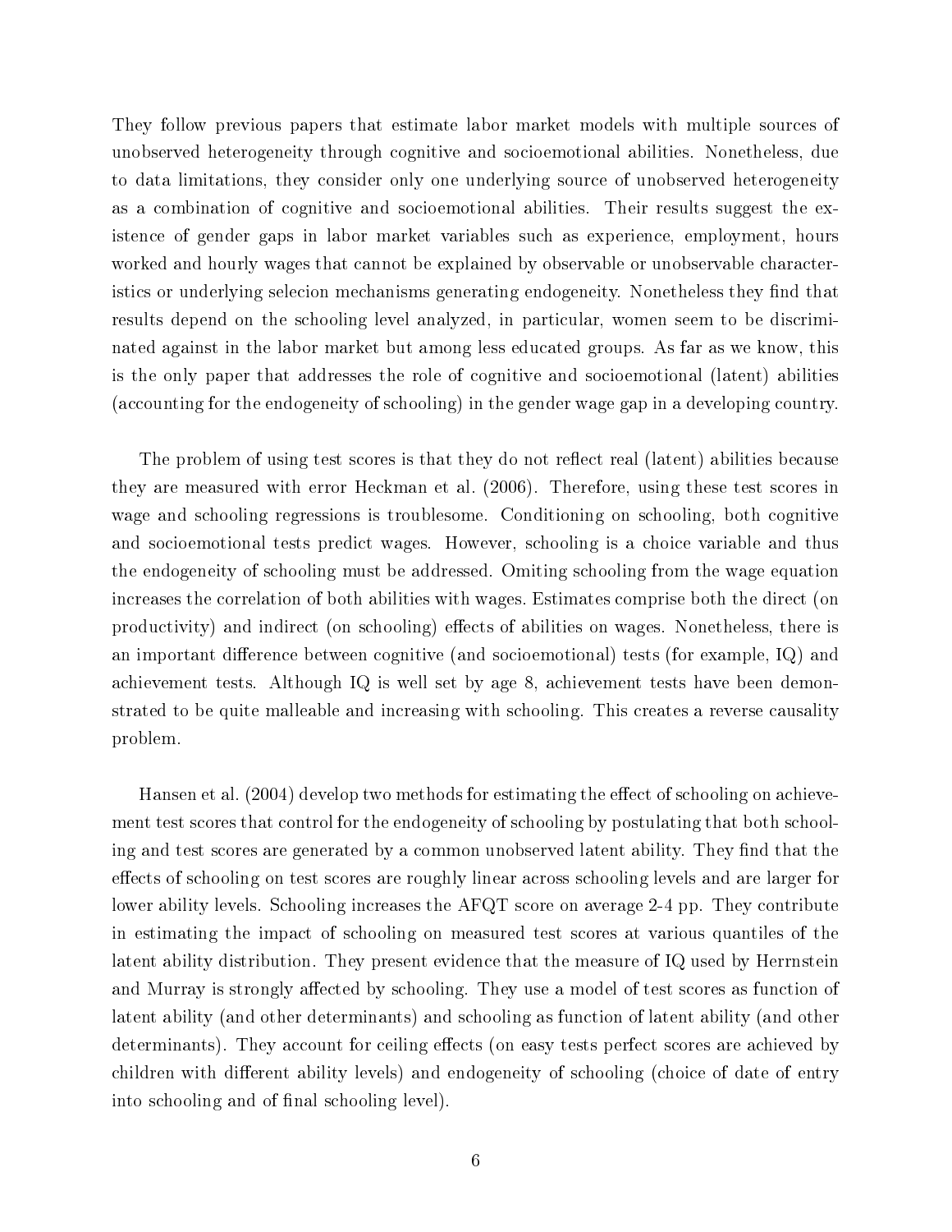They follow previous papers that estimate labor market models with multiple sources of unobserved heterogeneity through cognitive and socioemotional abilities. Nonetheless, due to data limitations, they consider only one underlying source of unobserved heterogeneity as a combination of cognitive and socioemotional abilities. Their results suggest the existence of gender gaps in labor market variables such as experience, employment, hours worked and hourly wages that cannot be explained by observable or unobservable characteristics or underlying selecion mechanisms generating endogeneity. Nonetheless they find that results depend on the schooling level analyzed, in particular, women seem to be discriminated against in the labor market but among less educated groups. As far as we know, this is the only paper that addresses the role of cognitive and socioemotional (latent) abilities (accounting for the endogeneity of schooling) in the gender wage gap in a developing country.

The problem of using test scores is that they do not reflect real (latent) abilities because they are measured with error Heckman et al. (2006). Therefore, using these test scores in wage and schooling regressions is troublesome. Conditioning on schooling, both cognitive and socioemotional tests predict wages. However, schooling is a choice variable and thus the endogeneity of schooling must be addressed. Omiting schooling from the wage equation increases the correlation of both abilities with wages. Estimates comprise both the direct (on productivity) and indirect (on schooling) effects of abilities on wages. Nonetheless, there is an important difference between cognitive (and socioemotional) tests (for example, IQ) and achievement tests. Although IQ is well set by age 8, achievement tests have been demonstrated to be quite malleable and increasing with schooling. This creates a reverse causality problem.

Hansen et al. (2004) develop two methods for estimating the effect of schooling on achievement test scores that control for the endogeneity of schooling by postulating that both schooling and test scores are generated by a common unobserved latent ability. They find that the effects of schooling on test scores are roughly linear across schooling levels and are larger for lower ability levels. Schooling increases the AFQT score on average 2-4 pp. They contribute in estimating the impact of schooling on measured test scores at various quantiles of the latent ability distribution. They present evidence that the measure of IQ used by Herrnstein and Murray is strongly affected by schooling. They use a model of test scores as function of latent ability (and other determinants) and schooling as function of latent ability (and other determinants). They account for ceiling effects (on easy tests perfect scores are achieved by children with different ability levels) and endogeneity of schooling (choice of date of entry into schooling and of final schooling level).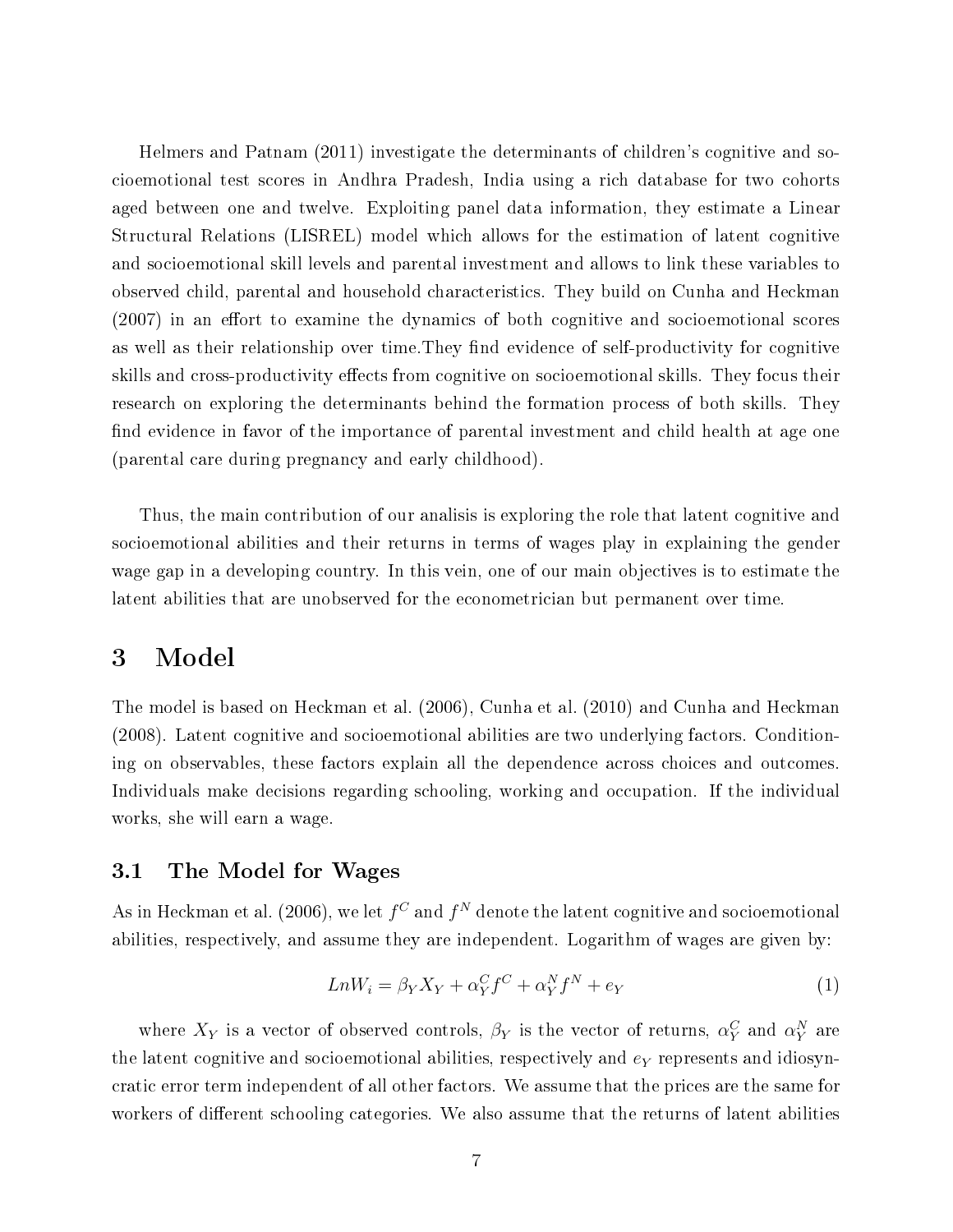Helmers and Patnam (2011) investigate the determinants of children's cognitive and socioemotional test scores in Andhra Pradesh, India using a rich database for two cohorts aged between one and twelve. Exploiting panel data information, they estimate a Linear Structural Relations (LISREL) model which allows for the estimation of latent cognitive and socioemotional skill levels and parental investment and allows to link these variables to observed child, parental and household characteristics. They build on Cunha and Heckman (2007) in an effort to examine the dynamics of both cognitive and socioemotional scores as well as their relationship over time.They find evidence of self-productivity for cognitive skills and cross-productivity effects from cognitive on socioemotional skills. They focus their research on exploring the determinants behind the formation process of both skills. They find evidence in favor of the importance of parental investment and child health at age one (parental care during pregnancy and early childhood).

Thus, the main contribution of our analisis is exploring the role that latent cognitive and socioemotional abilities and their returns in terms of wages play in explaining the gender wage gap in a developing country. In this vein, one of our main objectives is to estimate the latent abilities that are unobserved for the econometrician but permanent over time.

# 3 Model

The model is based on Heckman et al. (2006), Cunha et al. (2010) and Cunha and Heckman (2008). Latent cognitive and socioemotional abilities are two underlying factors. Conditioning on observables, these factors explain all the dependence across choices and outcomes. Individuals make decisions regarding schooling, working and occupation. If the individual works, she will earn a wage.

## 3.1 The Model for Wages

As in Heckman et al. (2006), we let $f^C$ and $f^N$ denote the latent cognitive and socioemotional abilities, respectively, and assume they are independent. Logarithm of wages are given by:

$$LnW_i = \beta_Y X_Y + \alpha_Y^C f^C + \alpha_Y^N f^N + e_Y \tag{1}$$

where $X_Y$ is a vector of observed controls, $\beta_Y$ is the vector of returns, $\alpha_Y^C$ and $\alpha_Y^N$ are the latent cognitive and socioemotional abilities, respectively and $e_Y$ represents and idiosyncratic error term independent of all other factors. We assume that the prices are the same for workers of different schooling categories. We also assume that the returns of latent abilities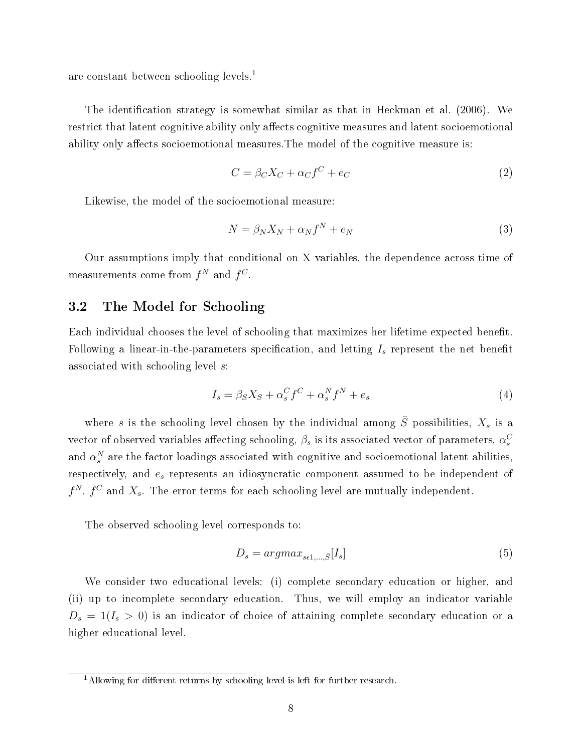are constant between schooling levels.[1]

The identification strategy is somewhat similar as that in Heckman et al. (2006). We restrict that latent cognitive ability only affects cognitive measures and latent socioemotional ability only affects socioemotional measures.The model of the cognitive measure is:

$$C = \beta_C X_C + \alpha_C f^C + e_C \tag{2}$$

Likewise, the model of the socioemotional measure:

$$N = \beta_N X_N + \alpha_N f^N + e_N \tag{3}$$

Our assumptions imply that conditional on X variables, the dependence across time of measurements come from $f^N$ and $f^C$.

## 3.2 The Model for Schooling

Each individual chooses the level of schooling that maximizes her lifetime expected benefit. Following a linear-in-the-parameters specification, and letting $I_s$ represent the net benefit associated with schooling level $s$:

$$I_s = \beta_S X_S + \alpha_s^C f^C + \alpha_s^N f^N + e_s \tag{4}$$

where $s$ is the schooling level chosen by the individual among $\bar{S}$ possibilities, $X_s$ is a vector of observed variables affecting schooling, $\beta_s$ is its associated vector of parameters, $\alpha_s^C$ and $\alpha_s^N$ are the factor loadings associated with cognitive and socioemotional latent abilities, respectively, and $e_s$ represents an idiosyncratic component assumed to be independent of $f^N$, $f^C$ and $X_s$. The error terms for each schooling level are mutually independent.

The observed schooling level corresponds to:

$$D_s = argmax_{s \epsilon 1,\ldots,\bar{S}}[I_s] \tag{5}$$

We consider two educational levels: (i) complete secondary education or higher, and (ii) up to incomplete secondary education. Thus, we will employ an indicator variable $D_s = 1(I_s > 0)$ is an indicator of choice of attaining complete secondary education or a higher educational level.

[1] Allowing for different returns by schooling level is left for further research.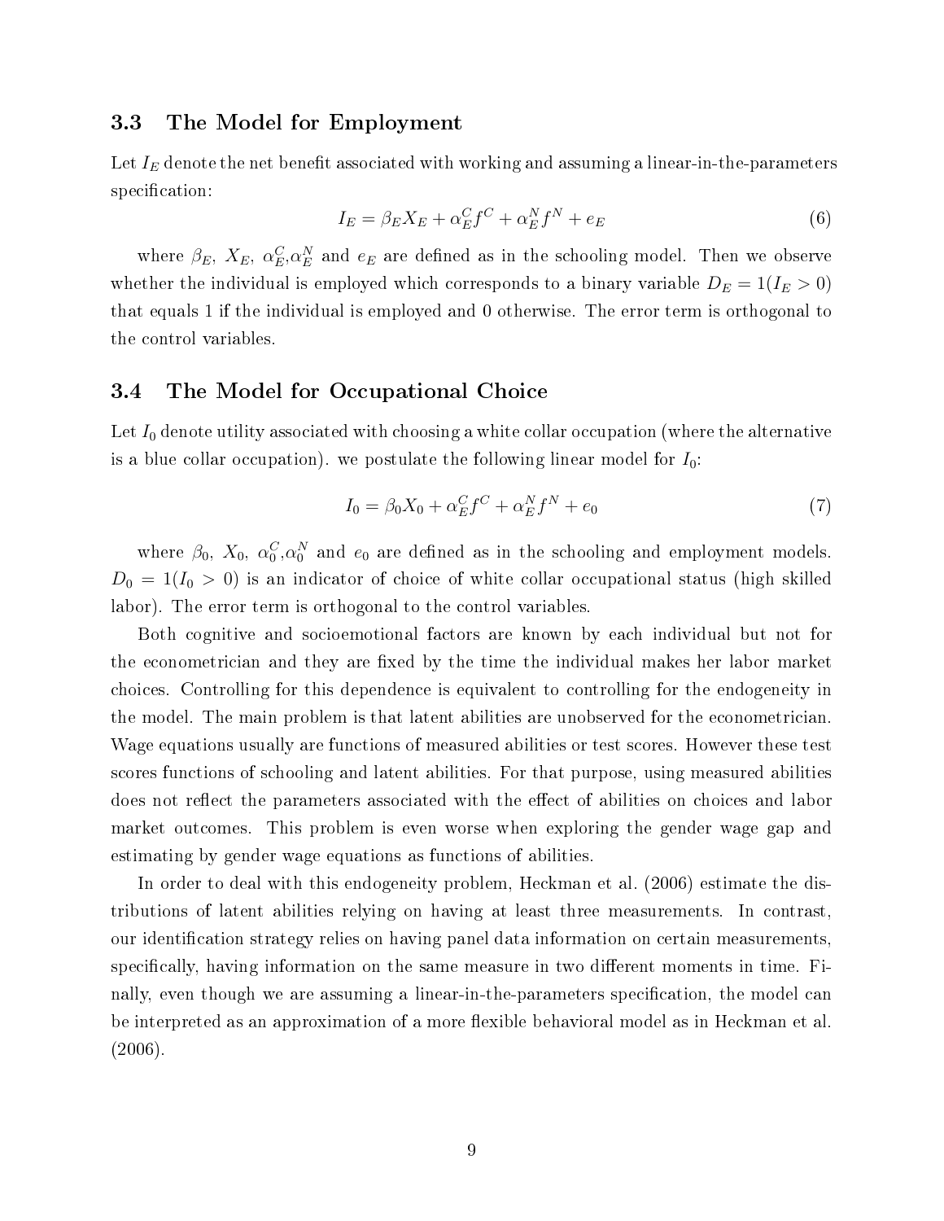### 3.3 The Model for Employment

Let $I_E$ denote the net benefit associated with working and assuming a linear-in-the-parameters specification:

$$I_E = \beta_E X_E + \alpha_E^C f^C + \alpha_E^N f^N + e_E \tag{6}$$

where $\beta_E$, $X_E$, $\alpha_E^C$,$\alpha_E^N$ and $e_E$ are defined as in the schooling model. Then we observe whether the individual is employed which corresponds to a binary variable $D_E = 1(I_E > 0)$ that equals 1 if the individual is employed and 0 otherwise. The error term is orthogonal to the control variables.

### 3.4 The Model for Occupational Choice

Let $I_0$ denote utility associated with choosing a white collar occupation (where the alternative is a blue collar occupation). we postulate the following linear model for $I_0$:

$$I_0 = \beta_0 X_0 + \alpha_E^C f^C + \alpha_E^N f^N + e_0 \tag{7}$$

where $\beta_0$, $X_0$, $\alpha_0^C$,$\alpha_0^N$ and $e_0$ are defined as in the schooling and employment models. $D_0 = 1(I_0 > 0)$ is an indicator of choice of white collar occupational status (high skilled labor). The error term is orthogonal to the control variables.

Both cognitive and socioemotional factors are known by each individual but not for the econometrician and they are fixed by the time the individual makes her labor market choices. Controlling for this dependence is equivalent to controlling for the endogeneity in the model. The main problem is that latent abilities are unobserved for the econometrician. Wage equations usually are functions of measured abilities or test scores. However these test scores functions of schooling and latent abilities. For that purpose, using measured abilities does not reflect the parameters associated with the effect of abilities on choices and labor market outcomes. This problem is even worse when exploring the gender wage gap and estimating by gender wage equations as functions of abilities.

In order to deal with this endogeneity problem, Heckman et al. (2006) estimate the distributions of latent abilities relying on having at least three measurements. In contrast, our identification strategy relies on having panel data information on certain measurements, specifically, having information on the same measure in two different moments in time. Finally, even though we are assuming a linear-in-the-parameters specification, the model can be interpreted as an approximation of a more flexible behavioral model as in Heckman et al. (2006).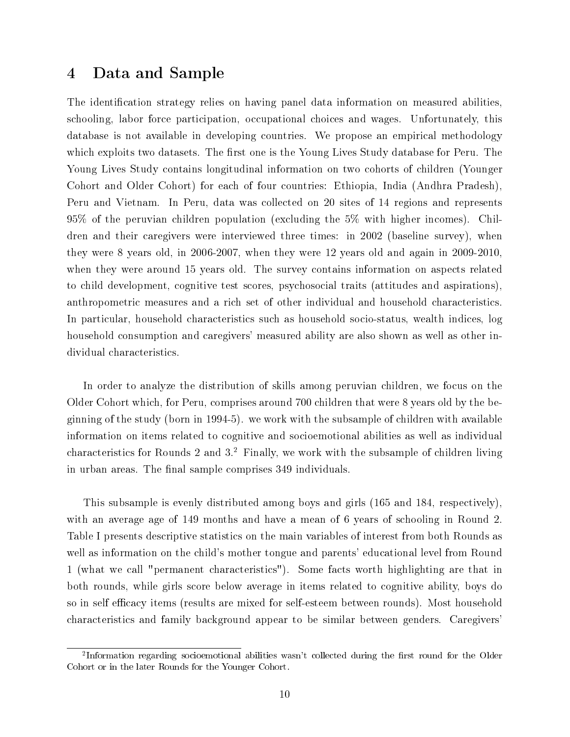# 4 Data and Sample

The identification strategy relies on having panel data information on measured abilities, schooling, labor force participation, occupational choices and wages. Unfortunately, this database is not available in developing countries. We propose an empirical methodology which exploits two datasets. The first one is the Young Lives Study database for Peru. The Young Lives Study contains longitudinal information on two cohorts of children (Younger Cohort and Older Cohort) for each of four countries: Ethiopia, India (Andhra Pradesh), Peru and Vietnam. In Peru, data was collected on 20 sites of 14 regions and represents 95% of the peruvian children population (excluding the 5% with higher incomes). Children and their caregivers were interviewed three times: in 2002 (baseline survey), when they were 8 years old, in 2006-2007, when they were 12 years old and again in 2009-2010, when they were around 15 years old. The survey contains information on aspects related to child development, cognitive test scores, psychosocial traits (attitudes and aspirations), anthropometric measures and a rich set of other individual and household characteristics. In particular, household characteristics such as household socio-status, wealth indices, log household consumption and caregivers' measured ability are also shown as well as other individual characteristics.

In order to analyze the distribution of skills among peruvian children, we focus on the Older Cohort which, for Peru, comprises around 700 children that were 8 years old by the beginning of the study (born in 1994-5). we work with the subsample of children with available information on items related to cognitive and socioemotional abilities as well as individual characteristics for Rounds 2 and 3.[2] Finally, we work with the subsample of children living in urban areas. The final sample comprises 349 individuals.

This subsample is evenly distributed among boys and girls (165 and 184, respectively), with an average age of 149 months and have a mean of 6 years of schooling in Round 2. Table I presents descriptive statistics on the main variables of interest from both Rounds as well as information on the child's mother tongue and parents' educational level from Round 1 (what we call "permanent characteristics"). Some facts worth highlighting are that in both rounds, while girls score below average in items related to cognitive ability, boys do so in self efficacy items (results are mixed for self-esteem between rounds). Most household characteristics and family background appear to be similar between genders. Caregivers'

[2] Information regarding socioemotional abilities wasn't collected during the first round for the Older Cohort or in the later Rounds for the Younger Cohort.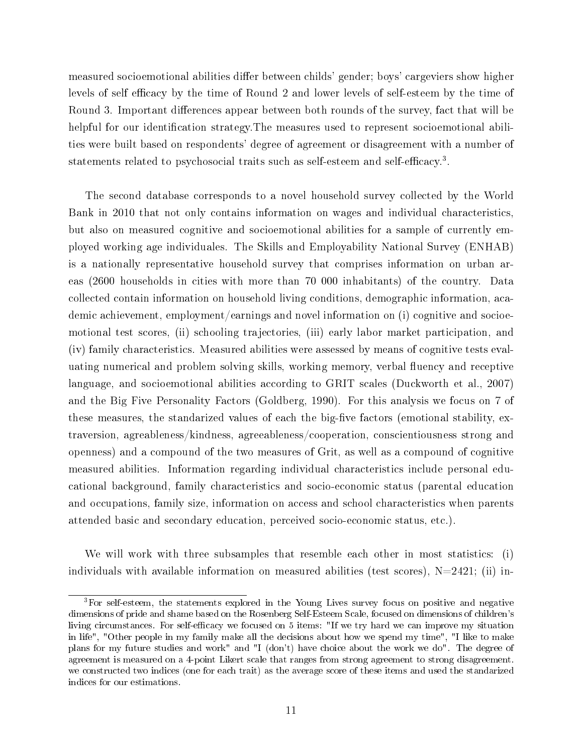measured socioemotional abilities differ between childs' gender; boys' cargeviers show higher levels of self efficacy by the time of Round 2 and lower levels of self-esteem by the time of Round 3. Important differences appear between both rounds of the survey, fact that will be helpful for our identification strategy.The measures used to represent socioemotional abilities were built based on respondents' degree of agreement or disagreement with a number of statements related to psychosocial traits such as self-esteem and self-efficacy.[3].

The second database corresponds to a novel household survey collected by the World Bank in 2010 that not only contains information on wages and individual characteristics, but also on measured cognitive and socioemotional abilities for a sample of currently employed working age individuales. The Skills and Employability National Survey (ENHAB) is a nationally representative household survey that comprises information on urban areas (2600 households in cities with more than 70 000 inhabitants) of the country. Data collected contain information on household living conditions, demographic information, academic achievement, employment/earnings and novel information on (i) cognitive and socioemotional test scores, (ii) schooling trajectories, (iii) early labor market participation, and (iv) family characteristics. Measured abilities were assessed by means of cognitive tests evaluating numerical and problem solving skills, working memory, verbal fluency and receptive language, and socioemotional abilities according to GRIT scales (Duckworth et al., 2007) and the Big Five Personality Factors (Goldberg, 1990). For this analysis we focus on 7 of these measures, the standarized values of each the big-five factors (emotional stability, extraversion, agreeableness/kindness, agreeableness/cooperation, conscientiousness strong and openness) and a compound of the two measures of Grit, as well as a compound of cognitive measured abilities. Information regarding individual characteristics include personal educational background, family characteristics and socio-economic status (parental education and occupations, family size, information on access and school characteristics when parents attended basic and secondary education, perceived socio-economic status, etc.).

We will work with three subsamples that resemble each other in most statistics: (i) individuals with available information on measured abilities (test scores), N=2421; (ii) in-

[3]For self-esteem, the statements explored in the Young Lives survey focus on positive and negative dimensions of pride and shame based on the Rosenberg Self-Esteem Scale, focused on dimensions of children's living circumstances. For self-efficacy we focused on 5 items: "If we try hard we can improve my situation in life", "Other people in my family make all the decisions about how we spend my time", "I like to make plans for my future studies and work" and "I (don't) have choice about the work we do". The degree of agreement is measured on a 4-point Likert scale that ranges from strong agreement to strong disagreement. we constructed two indices (one for each trait) as the average score of these items and used the standarized indices for our estimations.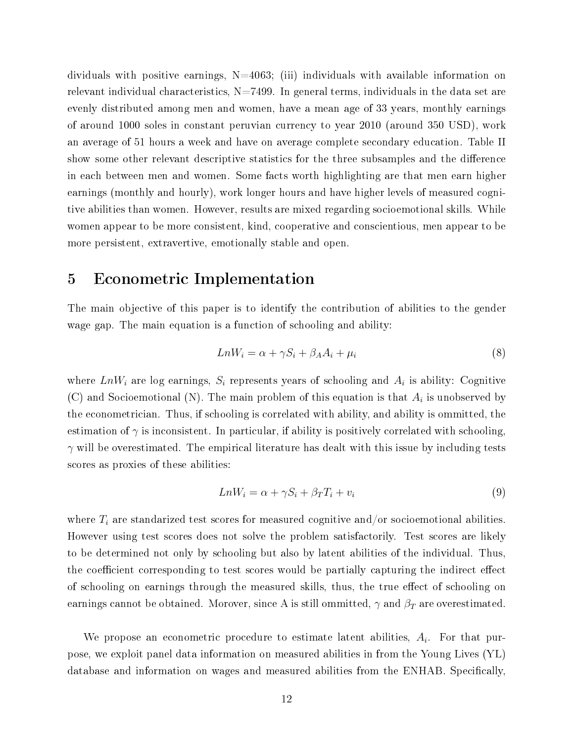dividuals with positive earnings, N=4063; (iii) individuals with available information on relevant individual characteristics, N=7499. In general terms, individuals in the data set are evenly distributed among men and women, have a mean age of 33 years, monthly earnings of around 1000 soles in constant peruvian currency to year 2010 (around 350 USD), work an average of 51 hours a week and have on average complete secondary education. Table II show some other relevant descriptive statistics for the three subsamples and the difference in each between men and women. Some facts worth highlighting are that men earn higher earnings (monthly and hourly), work longer hours and have higher levels of measured cognitive abilities than women. However, results are mixed regarding socioemotional skills. While women appear to be more consistent, kind, cooperative and conscientious, men appear to be more persistent, extravertive, emotionally stable and open.

# 5 Econometric Implementation

The main objective of this paper is to identify the contribution of abilities to the gender wage gap. The main equation is a function of schooling and ability:

$$LnW_i = \alpha + \gamma S_i + \beta_A A_i + \mu_i \tag{8}$$

where $LnW_i$ are log earnings, $S_i$ represents years of schooling and $A_i$ is ability: Cognitive (C) and Socioemotional (N). The main problem of this equation is that $A_i$ is unobserved by the econometrician. Thus, if schooling is correlated with ability, and ability is ommitted, the estimation of $\gamma$ is inconsistent. In particular, if ability is positively correlated with schooling, $\gamma$ will be overestimated. The empirical literature has dealt with this issue by including tests scores as proxies of these abilities:

$$LnW_i = \alpha + \gamma S_i + \beta_T T_i + v_i \tag{9}$$

where $T_i$ are standarized test scores for measured cognitive and/or socioemotional abilities. However using test scores does not solve the problem satisfactorily. Test scores are likely to be determined not only by schooling but also by latent abilities of the individual. Thus, the coefficient corresponding to test scores would be partially capturing the indirect effect of schooling on earnings through the measured skills, thus, the true effect of schooling on earnings cannot be obtained. Morover, since A is still ommitted, $\gamma$ and $\beta_T$ are overestimated.

We propose an econometric procedure to estimate latent abilities, $A_i$. For that purpose, we exploit panel data information on measured abilities in from the Young Lives (YL) database and information on wages and measured abilities from the ENHAB. Specifically,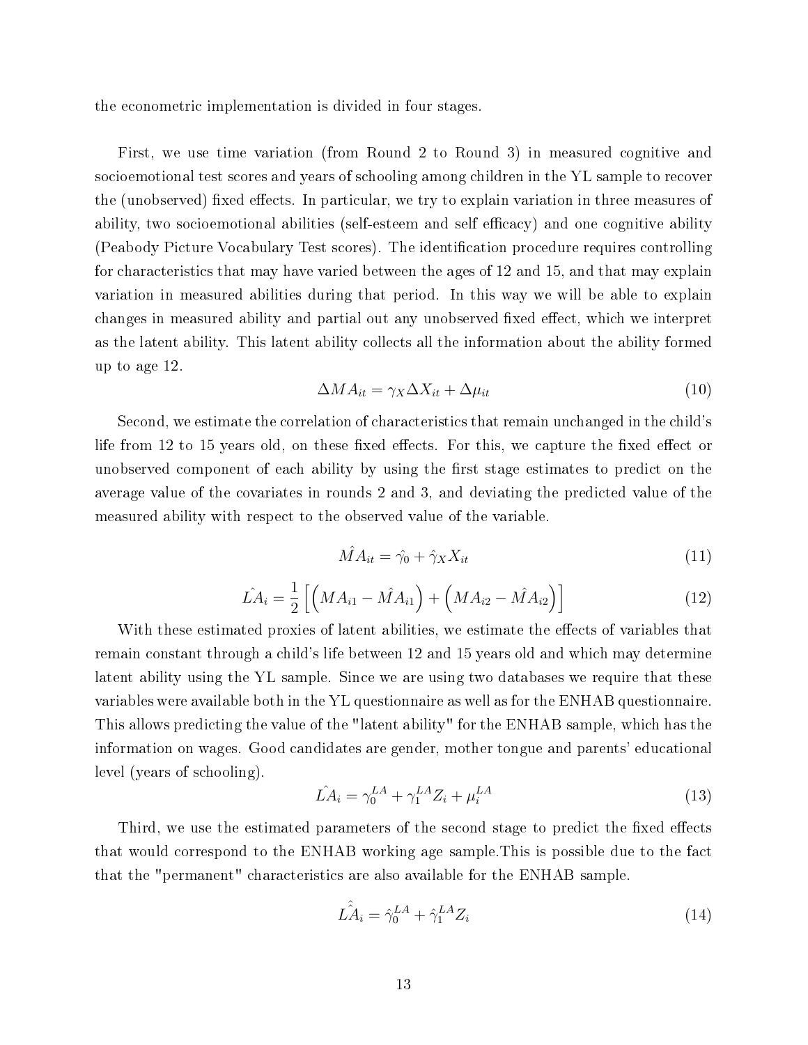the econometric implementation is divided in four stages.

First, we use time variation (from Round 2 to Round 3) in measured cognitive and socioemotional test scores and years of schooling among children in the YL sample to recover the (unobserved) fixed effects. In particular, we try to explain variation in three measures of ability, two socioemotional abilities (self-esteem and self efficacy) and one cognitive ability (Peabody Picture Vocabulary Test scores). The identification procedure requires controlling for characteristics that may have varied between the ages of 12 and 15, and that may explain variation in measured abilities during that period. In this way we will be able to explain changes in measured ability and partial out any unobserved fixed effect, which we interpret as the latent ability. This latent ability collects all the information about the ability formed up to age 12.

$$\Delta MA_{it} = \gamma_X \Delta X_{it} + \Delta \mu_{it} \tag{10}$$

Second, we estimate the correlation of characteristics that remain unchanged in the child's life from 12 to 15 years old, on these fixed effects. For this, we capture the fixed effect or unobserved component of each ability by using the first stage estimates to predict on the average value of the covariates in rounds 2 and 3, and deviating the predicted value of the measured ability with respect to the observed value of the variable.

$$\hat{MA}_{it} = \hat{\gamma_0} + \hat{\gamma}_X X_{it} \tag{11}$$

$$\hat{LA}_i = \frac{1}{2}\left[\left(MA_{i1} - \hat{MA}_{i1}\right) + \left(MA_{i2} - \hat{MA}_{i2}\right)\right] \tag{12}$$

With these estimated proxies of latent abilities, we estimate the effects of variables that remain constant through a child's life between 12 and 15 years old and which may determine latent ability using the YL sample. Since we are using two databases we require that these variables were available both in the YL questionnaire as well as for the ENHAB questionnaire. This allows predicting the value of the "latent ability" for the ENHAB sample, which has the information on wages. Good candidates are gender, mother tongue and parents' educational level (years of schooling).

$$\hat{LA}_i = \gamma_0^{LA} + \gamma_1^{LA} Z_i + \mu_i^{LA} \tag{13}$$

Third, we use the estimated parameters of the second stage to predict the fixed effects that would correspond to the ENHAB working age sample.This is possible due to the fact that the "permanent" characteristics are also available for the ENHAB sample.

$$\hat{\hat{LA}}_i = \hat{\gamma}_0^{LA} + \hat{\gamma}_1^{LA} Z_i \tag{14}$$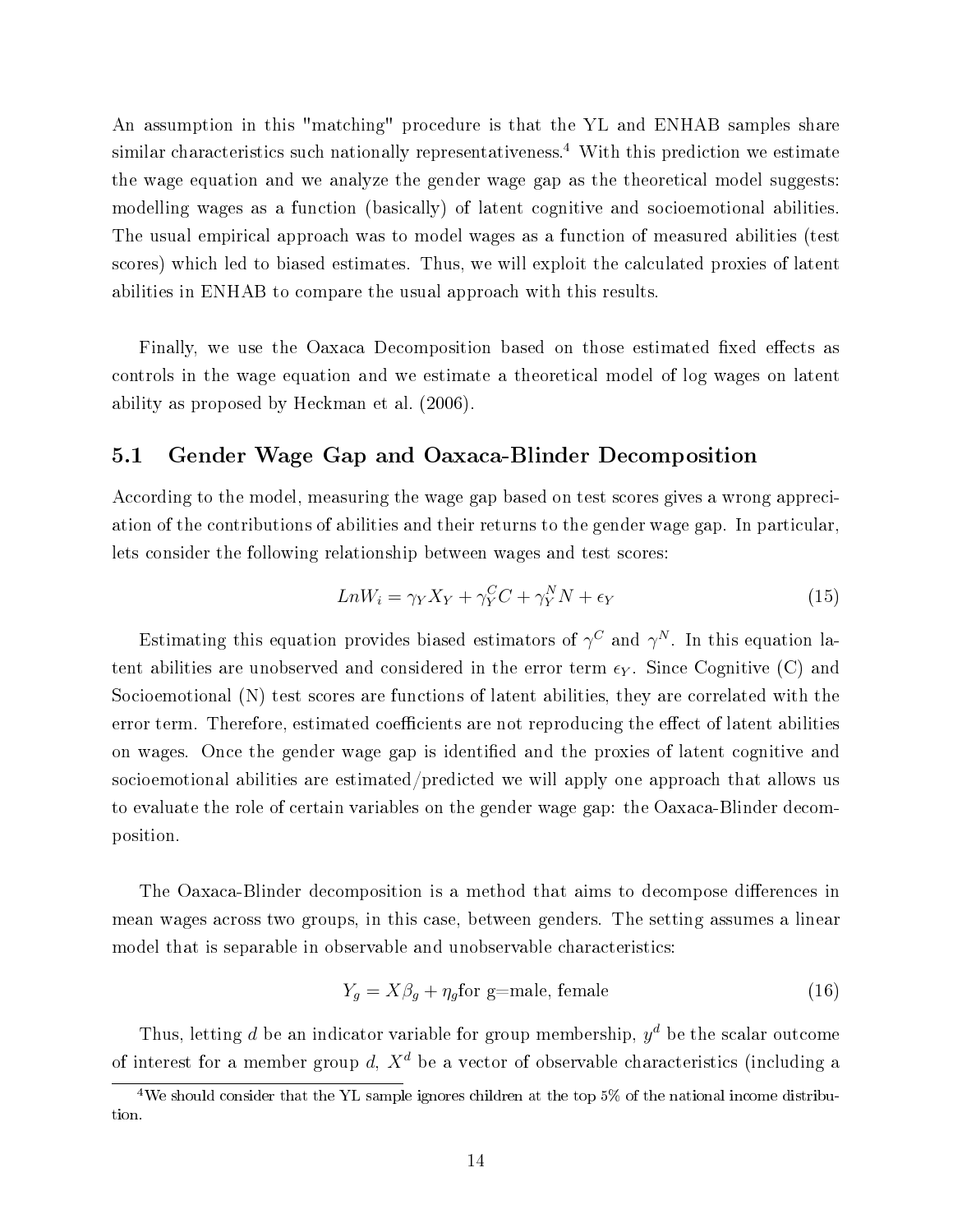An assumption in this "matching" procedure is that the YL and ENHAB samples share similar characteristics such nationally representativeness.[4] With this prediction we estimate the wage equation and we analyze the gender wage gap as the theoretical model suggests: modelling wages as a function (basically) of latent cognitive and socioemotional abilities. The usual empirical approach was to model wages as a function of measured abilities (test scores) which led to biased estimates. Thus, we will exploit the calculated proxies of latent abilities in ENHAB to compare the usual approach with this results.

Finally, we use the Oaxaca Decomposition based on those estimated fixed effects as controls in the wage equation and we estimate a theoretical model of log wages on latent ability as proposed by Heckman et al. (2006).

## 5.1 Gender Wage Gap and Oaxaca-Blinder Decomposition

According to the model, measuring the wage gap based on test scores gives a wrong appreciation of the contributions of abilities and their returns to the gender wage gap. In particular, lets consider the following relationship between wages and test scores:

$$LnW_i = \gamma_Y X_Y + \gamma_Y^C C + \gamma_Y^N N + \epsilon_Y \tag{15}$$

Estimating this equation provides biased estimators of $\gamma^C$ and $\gamma^N$. In this equation latent abilities are unobserved and considered in the error term $\epsilon_Y$. Since Cognitive (C) and Socioemotional (N) test scores are functions of latent abilities, they are correlated with the error term. Therefore, estimated coefficients are not reproducing the effect of latent abilities on wages. Once the gender wage gap is identified and the proxies of latent cognitive and socioemotional abilities are estimated/predicted we will apply one approach that allows us to evaluate the role of certain variables on the gender wage gap: the Oaxaca-Blinder decomposition.

The Oaxaca-Blinder decomposition is a method that aims to decompose differences in mean wages across two groups, in this case, between genders. The setting assumes a linear model that is separable in observable and unobservable characteristics:

$$Y_g = X\beta_g + \eta_g \text{for g=male, female} \tag{16}$$

Thus, letting $d$ be an indicator variable for group membership, $y^d$ be the scalar outcome of interest for a member group $d$, $X^d$ be a vector of observable characteristics (including a

[4] We should consider that the YL sample ignores children at the top 5% of the national income distribution.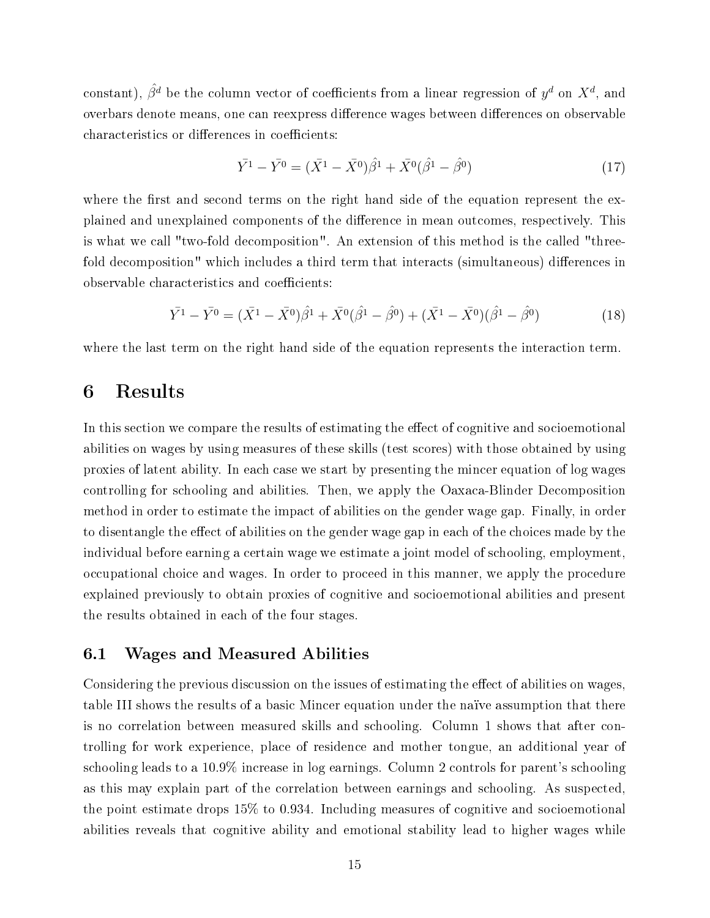constant), $\hat{\beta}^d$ be the column vector of coefficients from a linear regression of $y^d$ on $X^d$, and overbars denote means, one can reexpress difference wages between differences on observable characteristics or differences in coefficients:

$$\bar{Y^1} - \bar{Y^0} = (\bar{X^1} - \bar{X^0})\hat{\beta}^1 + \bar{X^0}(\hat{\beta}^1 - \hat{\beta}^0) \tag{17}$$

where the first and second terms on the right hand side of the equation represent the explained and unexplained components of the difference in mean outcomes, respectively. This is what we call "two-fold decomposition". An extension of this method is the called "three-fold decomposition" which includes a third term that interacts (simultaneous) differences in observable characteristics and coefficients:

$$\bar{Y^1} - \bar{Y^0} = (\bar{X^1} - \bar{X^0})\hat{\beta}^1 + \bar{X^0}(\hat{\beta}^1 - \hat{\beta}^0) + (\bar{X^1} - \bar{X^0})(\hat{\beta}^1 - \hat{\beta}^0) \tag{18}$$

where the last term on the right hand side of the equation represents the interaction term.

# 6 Results

In this section we compare the results of estimating the effect of cognitive and socioemotional abilities on wages by using measures of these skills (test scores) with those obtained by using proxies of latent ability. In each case we start by presenting the mincer equation of log wages controlling for schooling and abilities. Then, we apply the Oaxaca-Blinder Decomposition method in order to estimate the impact of abilities on the gender wage gap. Finally, in order to disentangle the effect of abilities on the gender wage gap in each of the choices made by the individual before earning a certain wage we estimate a joint model of schooling, employment, occupational choice and wages. In order to proceed in this manner, we apply the procedure explained previously to obtain proxies of cognitive and socioemotional abilities and present the results obtained in each of the four stages.

## 6.1 Wages and Measured Abilities

Considering the previous discussion on the issues of estimating the effect of abilities on wages, table III shows the results of a basic Mincer equation under the naïve assumption that there is no correlation between measured skills and schooling. Column 1 shows that after controlling for work experience, place of residence and mother tongue, an additional year of schooling leads to a 10.9% increase in log earnings. Column 2 controls for parent's schooling as this may explain part of the correlation between earnings and schooling. As suspected, the point estimate drops 15% to 0.934. Including measures of cognitive and socioemotional abilities reveals that cognitive ability and emotional stability lead to higher wages while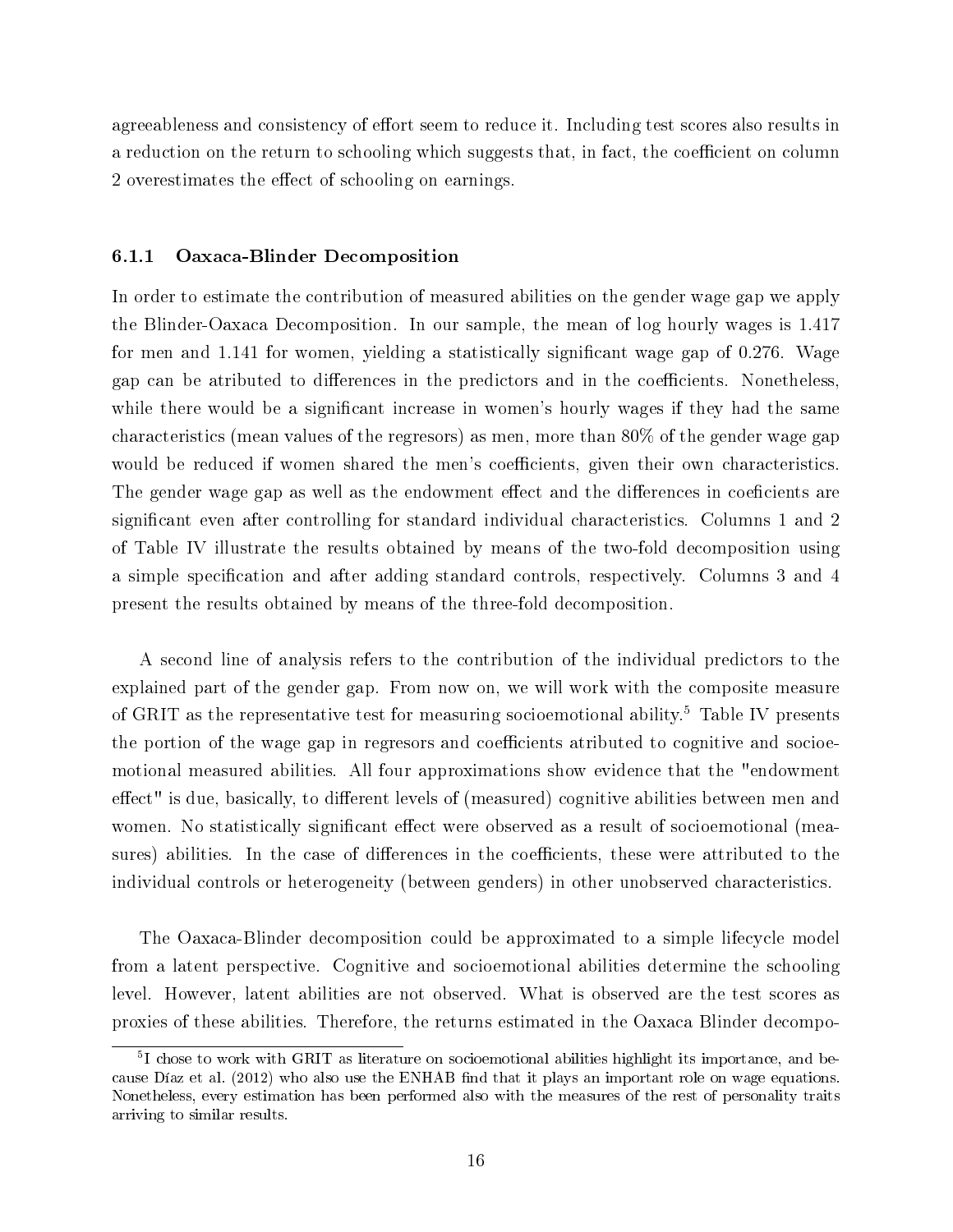agreeableness and consistency of effort seem to reduce it. Including test scores also results in a reduction on the return to schooling which suggests that, in fact, the coefficient on column 2 overestimates the effect of schooling on earnings.

### 6.1.1 Oaxaca-Blinder Decomposition

In order to estimate the contribution of measured abilities on the gender wage gap we apply the Blinder-Oaxaca Decomposition. In our sample, the mean of log hourly wages is 1.417 for men and 1.141 for women, yielding a statistically significant wage gap of 0.276. Wage gap can be atributed to differences in the predictors and in the coefficients. Nonetheless, while there would be a significant increase in women's hourly wages if they had the same characteristics (mean values of the regresors) as men, more than 80% of the gender wage gap would be reduced if women shared the men's coefficients, given their own characteristics. The gender wage gap as well as the endowment effect and the differences in coeficients are significant even after controlling for standard individual characteristics. Columns 1 and 2 of Table IV illustrate the results obtained by means of the two-fold decomposition using a simple specification and after adding standard controls, respectively. Columns 3 and 4 present the results obtained by means of the three-fold decomposition.

A second line of analysis refers to the contribution of the individual predictors to the explained part of the gender gap. From now on, we will work with the composite measure of GRIT as the representative test for measuring socioemotional ability.[5] Table IV presents the portion of the wage gap in regresors and coefficients atributed to cognitive and socioemotional measured abilities. All four approximations show evidence that the "endowment effect" is due, basically, to different levels of (measured) cognitive abilities between men and women. No statistically significant effect were observed as a result of socioemotional (measures) abilities. In the case of differences in the coefficients, these were attributed to the individual controls or heterogeneity (between genders) in other unobserved characteristics.

The Oaxaca-Blinder decomposition could be approximated to a simple lifecycle model from a latent perspective. Cognitive and socioemotional abilities determine the schooling level. However, latent abilities are not observed. What is observed are the test scores as proxies of these abilities. Therefore, the returns estimated in the Oaxaca Blinder decompo-

[5] I chose to work with GRIT as literature on socioemotional abilities highlight its importance, and because Díaz et al. (2012) who also use the ENHAB find that it plays an important role on wage equations. Nonetheless, every estimation has been performed also with the measures of the rest of personality traits arriving to similar results.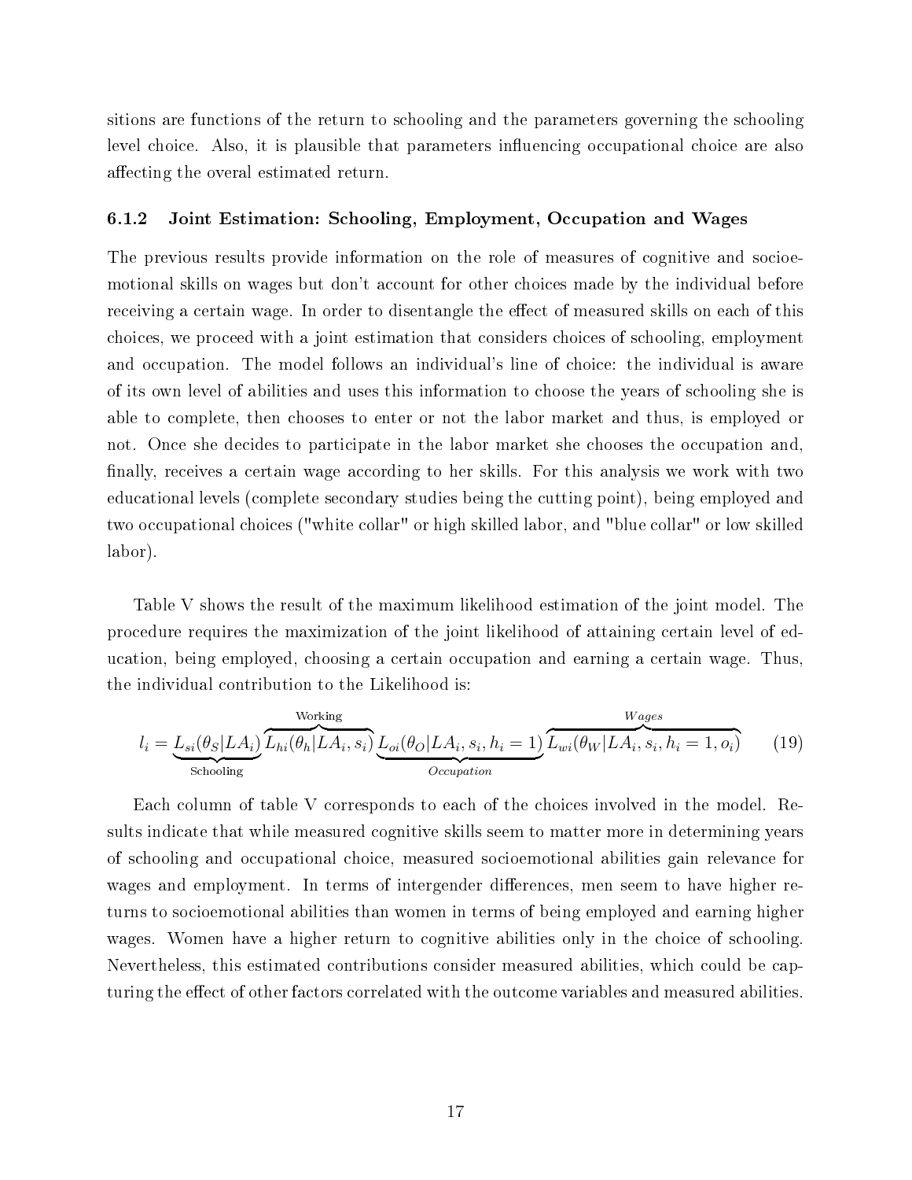sitions are functions of the return to schooling and the parameters governing the schooling level choice. Also, it is plausible that parameters influencing occupational choice are also affecting the overal estimated return.

### 6.1.2 Joint Estimation: Schooling, Employment, Occupation and Wages

The previous results provide information on the role of measures of cognitive and socioemotional skills on wages but don't account for other choices made by the individual before receiving a certain wage. In order to disentangle the effect of measured skills on each of this choices, we proceed with a joint estimation that considers choices of schooling, employment and occupation. The model follows an individual's line of choice: the individual is aware of its own level of abilities and uses this information to choose the years of schooling she is able to complete, then chooses to enter or not the labor market and thus, is employed or not. Once she decides to participate in the labor market she chooses the occupation and, finally, receives a certain wage according to her skills. For this analysis we work with two educational levels (complete secondary studies being the cutting point), being employed and two occupational choices ("white collar" or high skilled labor, and "blue collar" or low skilled labor).

Table V shows the result of the maximum likelihood estimation of the joint model. The procedure requires the maximization of the joint likelihood of attaining certain level of education, being employed, choosing a certain occupation and earning a certain wage. Thus, the individual contribution to the Likelihood is:

$$l_i = \underbrace{L_{si}(\theta_S|LA_i)}_{\text{Schooling}} \overbrace{L_{hi}(\theta_h|LA_i, s_i)}^{\text{Working}} \underbrace{L_{oi}(\theta_O|LA_i, s_i, h_i = 1)}_{Occupation} \overbrace{L_{wi}(\theta_W|LA_i, s_i, h_i = 1, o_i)}^{Wages} \tag{19}$$

Each column of table V corresponds to each of the choices involved in the model. Results indicate that while measured cognitive skills seem to matter more in determining years of schooling and occupational choice, measured socioemotional abilities gain relevance for wages and employment. In terms of intergender differences, men seem to have higher returns to socioemotional abilities than women in terms of being employed and earning higher wages. Women have a higher return to cognitive abilities only in the choice of schooling. Nevertheless, this estimated contributions consider measured abilities, which could be capturing the effect of other factors correlated with the outcome variables and measured abilities.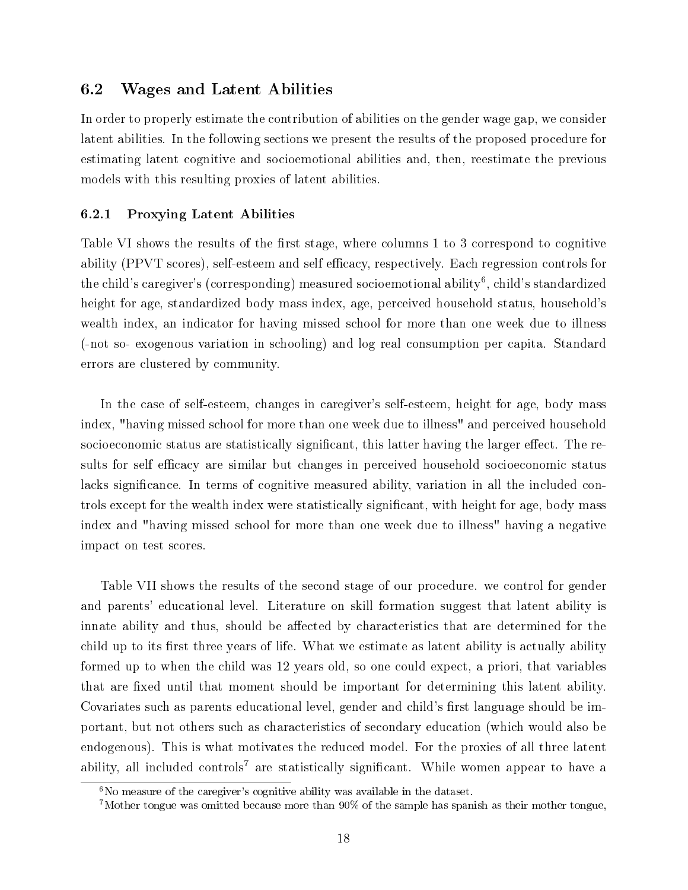## 6.2 Wages and Latent Abilities

In order to properly estimate the contribution of abilities on the gender wage gap, we consider latent abilities. In the following sections we present the results of the proposed procedure for estimating latent cognitive and socioemotional abilities and, then, reestimate the previous models with this resulting proxies of latent abilities.

### 6.2.1 Proxying Latent Abilities

Table VI shows the results of the first stage, where columns 1 to 3 correspond to cognitive ability (PPVT scores), self-esteem and self efficacy, respectively. Each regression controls for the child's caregiver's (corresponding) measured socioemotional ability[6], child's standardized height for age, standardized body mass index, age, perceived household status, household's wealth index, an indicator for having missed school for more than one week due to illness (-not so- exogenous variation in schooling) and log real consumption per capita. Standard errors are clustered by community.

In the case of self-esteem, changes in caregiver's self-esteem, height for age, body mass index, "having missed school for more than one week due to illness" and perceived household socioeconomic status are statistically significant, this latter having the larger effect. The results for self efficacy are similar but changes in perceived household socioeconomic status lacks significance. In terms of cognitive measured ability, variation in all the included controls except for the wealth index were statistically significant, with height for age, body mass index and "having missed school for more than one week due to illness" having a negative impact on test scores.

Table VII shows the results of the second stage of our procedure. we control for gender and parents' educational level. Literature on skill formation suggest that latent ability is innate ability and thus, should be affected by characteristics that are determined for the child up to its first three years of life. What we estimate as latent ability is actually ability formed up to when the child was 12 years old, so one could expect, a priori, that variables that are fixed until that moment should be important for determining this latent ability. Covariates such as parents educational level, gender and child's first language should be important, but not others such as characteristics of secondary education (which would also be endogenous). This is what motivates the reduced model. For the proxies of all three latent ability, all included controls[7] are statistically significant. While women appear to have a

[6] No measure of the caregiver's cognitive ability was available in the dataset.

[7] Mother tongue was omitted because more than 90% of the sample has spanish as their mother tongue,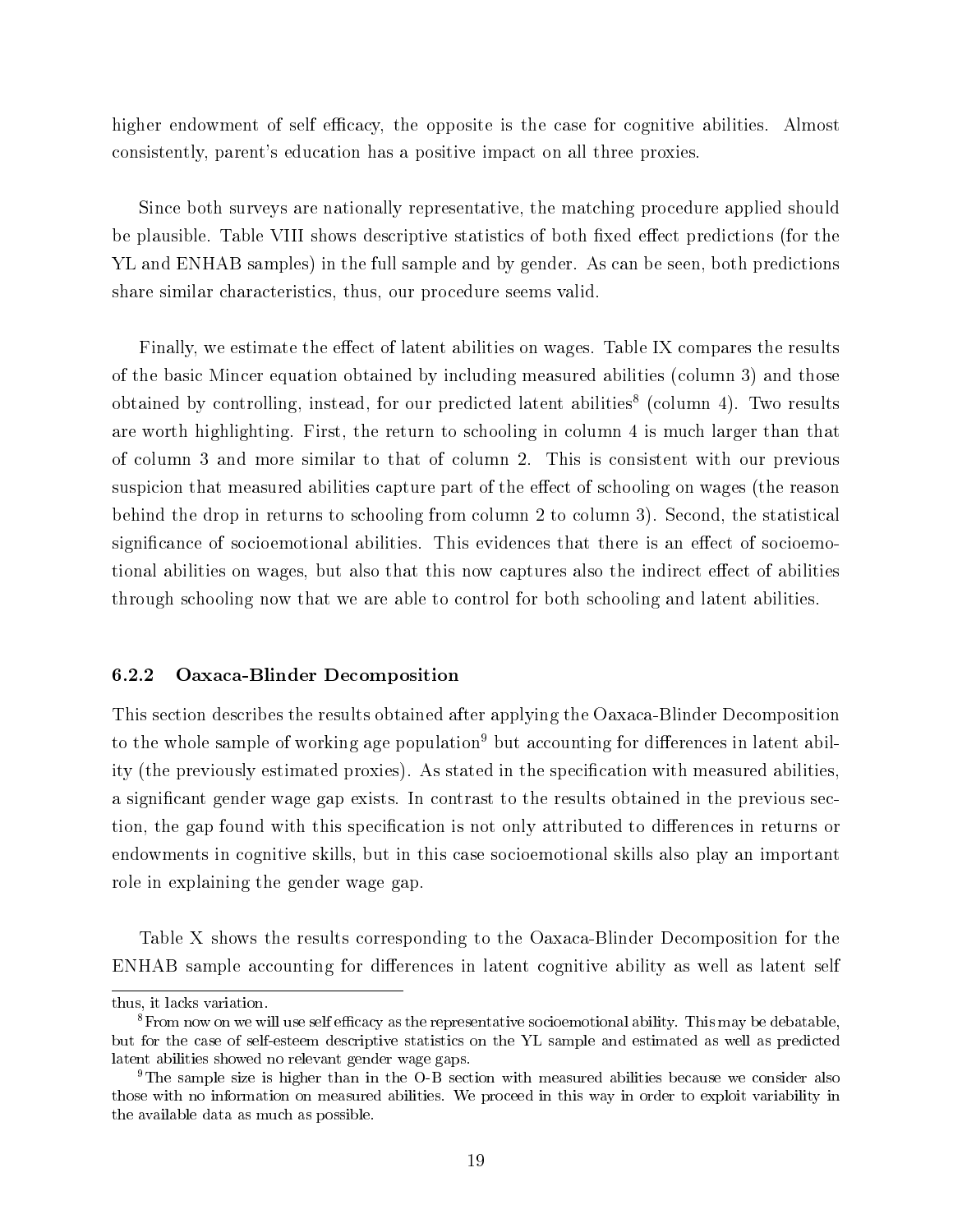higher endowment of self efficacy, the opposite is the case for cognitive abilities. Almost consistently, parent's education has a positive impact on all three proxies.

Since both surveys are nationally representative, the matching procedure applied should be plausible. Table VIII shows descriptive statistics of both fixed effect predictions (for the YL and ENHAB samples) in the full sample and by gender. As can be seen, both predictions share similar characteristics, thus, our procedure seems valid.

Finally, we estimate the effect of latent abilities on wages. Table IX compares the results of the basic Mincer equation obtained by including measured abilities (column 3) and those obtained by controlling, instead, for our predicted latent abilities[8] (column 4). Two results are worth highlighting. First, the return to schooling in column 4 is much larger than that of column 3 and more similar to that of column 2. This is consistent with our previous suspicion that measured abilities capture part of the effect of schooling on wages (the reason behind the drop in returns to schooling from column 2 to column 3). Second, the statistical significance of socioemotional abilities. This evidences that there is an effect of socioemotional abilities on wages, but also that this now captures also the indirect effect of abilities through schooling now that we are able to control for both schooling and latent abilities.

### 6.2.2 Oaxaca-Blinder Decomposition

This section describes the results obtained after applying the Oaxaca-Blinder Decomposition to the whole sample of working age population[9] but accounting for differences in latent ability (the previously estimated proxies). As stated in the specification with measured abilities, a significant gender wage gap exists. In contrast to the results obtained in the previous section, the gap found with this specification is not only attributed to differences in returns or endowments in cognitive skills, but in this case socioemotional skills also play an important role in explaining the gender wage gap.

Table X shows the results corresponding to the Oaxaca-Blinder Decomposition for the ENHAB sample accounting for differences in latent cognitive ability as well as latent self

---

thus, it lacks variation.

[8] From now on we will use self efficacy as the representative socioemotional ability. This may be debatable, but for the case of self-esteem descriptive statistics on the YL sample and estimated as well as predicted latent abilities showed no relevant gender wage gaps.

[9] The sample size is higher than in the O-B section with measured abilities because we consider also those with no information on measured abilities. We proceed in this way in order to exploit variability in the available data as much as possible.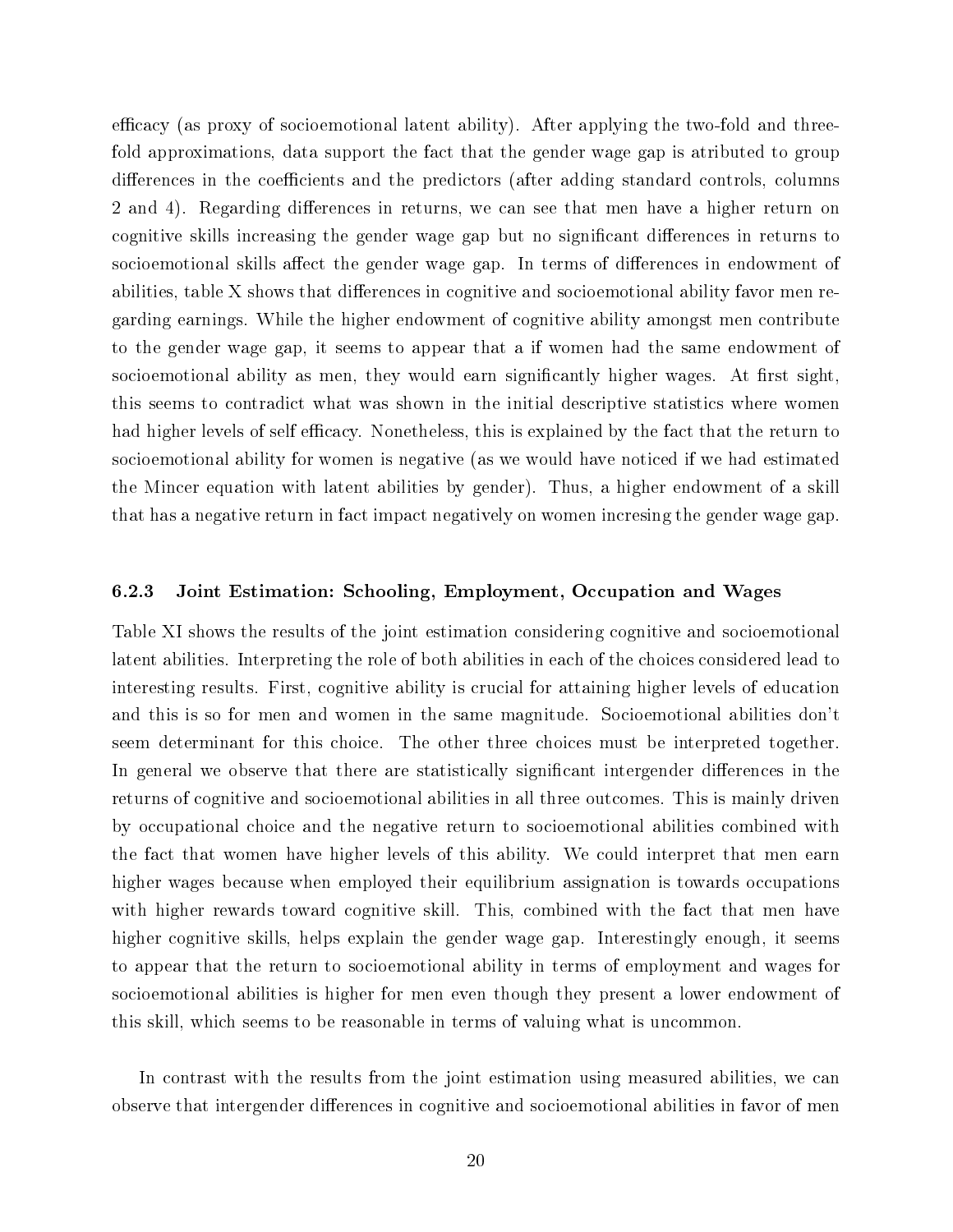efficacy (as proxy of socioemotional latent ability). After applying the two-fold and three-fold approximations, data support the fact that the gender wage gap is atributed to group differences in the coefficients and the predictors (after adding standard controls, columns 2 and 4). Regarding differences in returns, we can see that men have a higher return on cognitive skills increasing the gender wage gap but no significant differences in returns to socioemotional skills affect the gender wage gap. In terms of differences in endowment of abilities, table X shows that differences in cognitive and socioemotional ability favor men regarding earnings. While the higher endowment of cognitive ability amongst men contribute to the gender wage gap, it seems to appear that a if women had the same endowment of socioemotional ability as men, they would earn significantly higher wages. At first sight, this seems to contradict what was shown in the initial descriptive statistics where women had higher levels of self efficacy. Nonetheless, this is explained by the fact that the return to socioemotional ability for women is negative (as we would have noticed if we had estimated the Mincer equation with latent abilities by gender). Thus, a higher endowment of a skill that has a negative return in fact impact negatively on women incresing the gender wage gap.

### 6.2.3 Joint Estimation: Schooling, Employment, Occupation and Wages

Table XI shows the results of the joint estimation considering cognitive and socioemotional latent abilities. Interpreting the role of both abilities in each of the choices considered lead to interesting results. First, cognitive ability is crucial for attaining higher levels of education and this is so for men and women in the same magnitude. Socioemotional abilities don't seem determinant for this choice. The other three choices must be interpreted together. In general we observe that there are statistically significant intergender differences in the returns of cognitive and socioemotional abilities in all three outcomes. This is mainly driven by occupational choice and the negative return to socioemotional abilities combined with the fact that women have higher levels of this ability. We could interpret that men earn higher wages because when employed their equilibrium assignation is towards occupations with higher rewards toward cognitive skill. This, combined with the fact that men have higher cognitive skills, helps explain the gender wage gap. Interestingly enough, it seems to appear that the return to socioemotional ability in terms of employment and wages for socioemotional abilities is higher for men even though they present a lower endowment of this skill, which seems to be reasonable in terms of valuing what is uncommon.

In contrast with the results from the joint estimation using measured abilities, we can observe that intergender differences in cognitive and socioemotional abilities in favor of men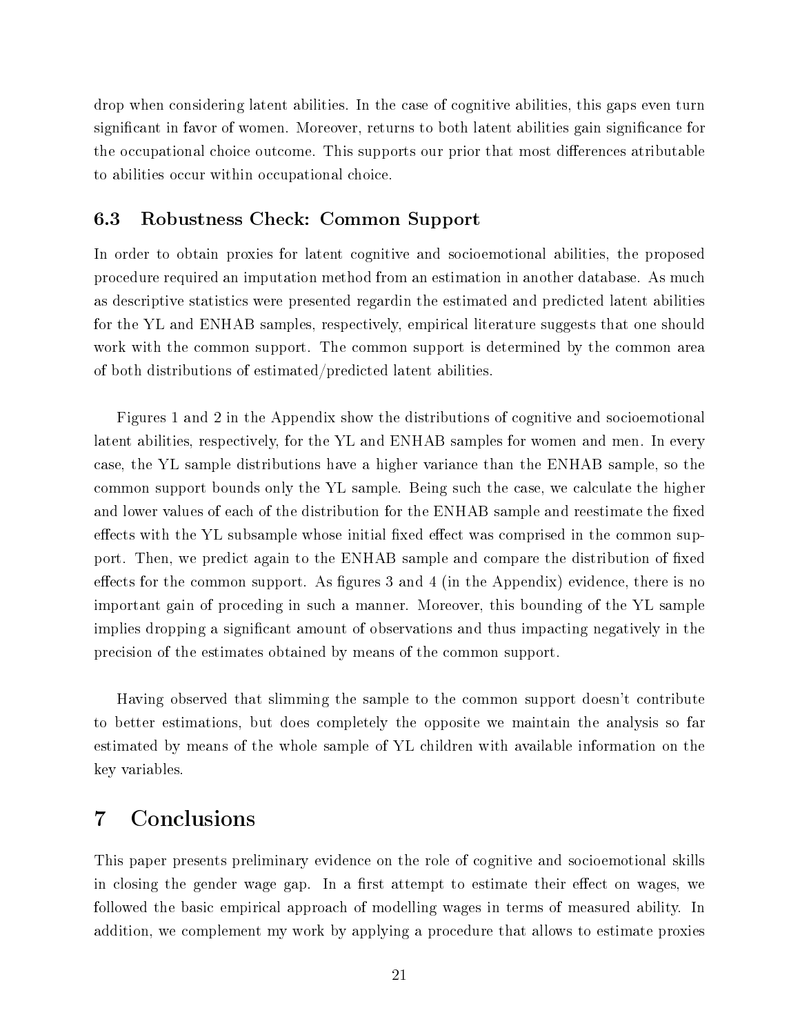drop when considering latent abilities. In the case of cognitive abilities, this gaps even turn significant in favor of women. Moreover, returns to both latent abilities gain significance for the occupational choice outcome. This supports our prior that most differences atributable to abilities occur within occupational choice.

### 6.3 Robustness Check: Common Support

In order to obtain proxies for latent cognitive and socioemotional abilities, the proposed procedure required an imputation method from an estimation in another database. As much as descriptive statistics were presented regardin the estimated and predicted latent abilities for the YL and ENHAB samples, respectively, empirical literature suggests that one should work with the common support. The common support is determined by the common area of both distributions of estimated/predicted latent abilities.

Figures 1 and 2 in the Appendix show the distributions of cognitive and socioemotional latent abilities, respectively, for the YL and ENHAB samples for women and men. In every case, the YL sample distributions have a higher variance than the ENHAB sample, so the common support bounds only the YL sample. Being such the case, we calculate the higher and lower values of each of the distribution for the ENHAB sample and reestimate the fixed effects with the YL subsample whose initial fixed effect was comprised in the common support. Then, we predict again to the ENHAB sample and compare the distribution of fixed effects for the common support. As figures 3 and 4 (in the Appendix) evidence, there is no important gain of proceding in such a manner. Moreover, this bounding of the YL sample implies dropping a significant amount of observations and thus impacting negatively in the precision of the estimates obtained by means of the common support.

Having observed that slimming the sample to the common support doesn't contribute to better estimations, but does completely the opposite we maintain the analysis so far estimated by means of the whole sample of YL children with available information on the key variables.

## 7 Conclusions

This paper presents preliminary evidence on the role of cognitive and socioemotional skills in closing the gender wage gap. In a first attempt to estimate their effect on wages, we followed the basic empirical approach of modelling wages in terms of measured ability. In addition, we complement my work by applying a procedure that allows to estimate proxies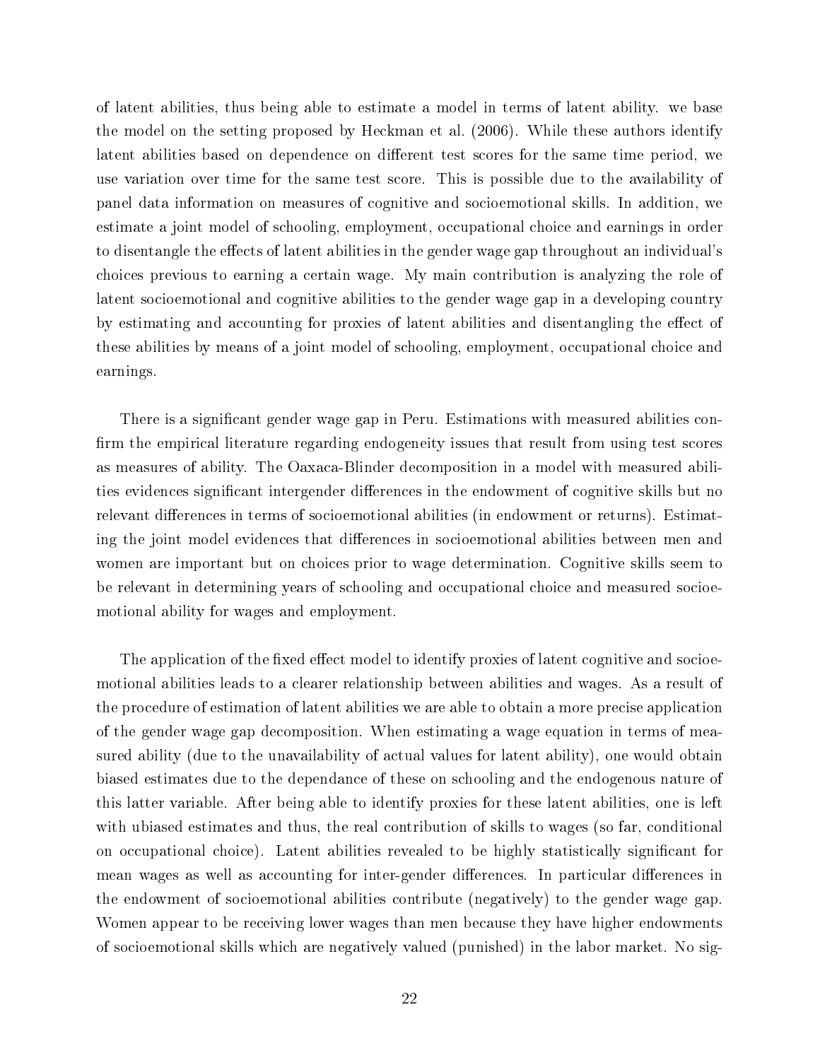of latent abilities, thus being able to estimate a model in terms of latent ability. we base the model on the setting proposed by Heckman et al. (2006). While these authors identify latent abilities based on dependence on different test scores for the same time period, we use variation over time for the same test score. This is possible due to the availability of panel data information on measures of cognitive and socioemotional skills. In addition, we estimate a joint model of schooling, employment, occupational choice and earnings in order to disentangle the effects of latent abilities in the gender wage gap throughout an individual's choices previous to earning a certain wage. My main contribution is analyzing the role of latent socioemotional and cognitive abilities to the gender wage gap in a developing country by estimating and accounting for proxies of latent abilities and disentangling the effect of these abilities by means of a joint model of schooling, employment, occupational choice and earnings.

There is a significant gender wage gap in Peru. Estimations with measured abilities confirm the empirical literature regarding endogeneity issues that result from using test scores as measures of ability. The Oaxaca-Blinder decomposition in a model with measured abilities evidences significant intergender differences in the endowment of cognitive skills but no relevant differences in terms of socioemotional abilities (in endowment or returns). Estimating the joint model evidences that differences in socioemotional abilities between men and women are important but on choices prior to wage determination. Cognitive skills seem to be relevant in determining years of schooling and occupational choice and measured socioemotional ability for wages and employment.

The application of the fixed effect model to identify proxies of latent cognitive and socioemotional abilities leads to a clearer relationship between abilities and wages. As a result of the procedure of estimation of latent abilities we are able to obtain a more precise application of the gender wage gap decomposition. When estimating a wage equation in terms of measured ability (due to the unavailability of actual values for latent ability), one would obtain biased estimates due to the dependance of these on schooling and the endogenous nature of this latter variable. After being able to identify proxies for these latent abilities, one is left with ubiased estimates and thus, the real contribution of skills to wages (so far, conditional on occupational choice). Latent abilities revealed to be highly statistically significant for mean wages as well as accounting for inter-gender differences. In particular differences in the endowment of socioemotional abilities contribute (negatively) to the gender wage gap. Women appear to be receiving lower wages than men because they have higher endowments of socioemotional skills which are negatively valued (punished) in the labor market. No sig-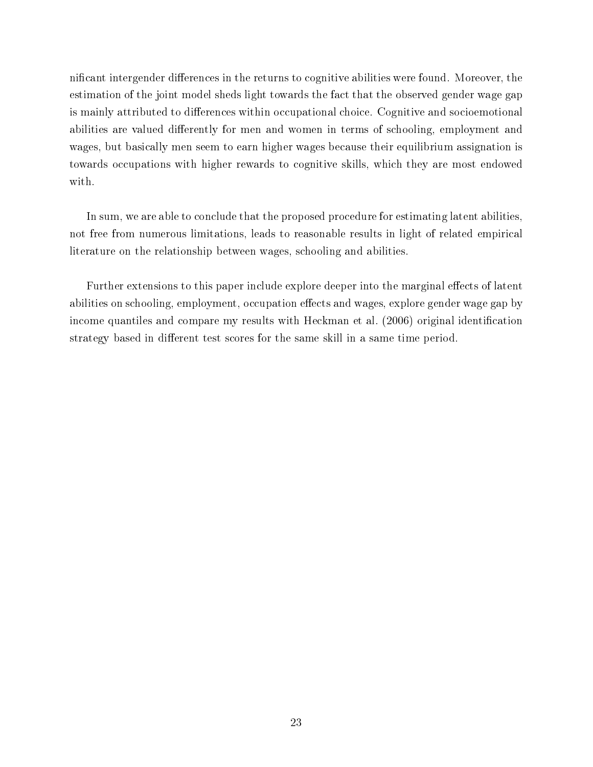nificant intergender differences in the returns to cognitive abilities were found. Moreover, the estimation of the joint model sheds light towards the fact that the observed gender wage gap is mainly attributed to differences within occupational choice. Cognitive and socioemotional abilities are valued differently for men and women in terms of schooling, employment and wages, but basically men seem to earn higher wages because their equilibrium assignation is towards occupations with higher rewards to cognitive skills, which they are most endowed with.

In sum, we are able to conclude that the proposed procedure for estimating latent abilities, not free from numerous limitations, leads to reasonable results in light of related empirical literature on the relationship between wages, schooling and abilities.

Further extensions to this paper include explore deeper into the marginal effects of latent abilities on schooling, employment, occupation effects and wages, explore gender wage gap by income quantiles and compare my results with Heckman et al. (2006) original identification strategy based in different test scores for the same skill in a same time period.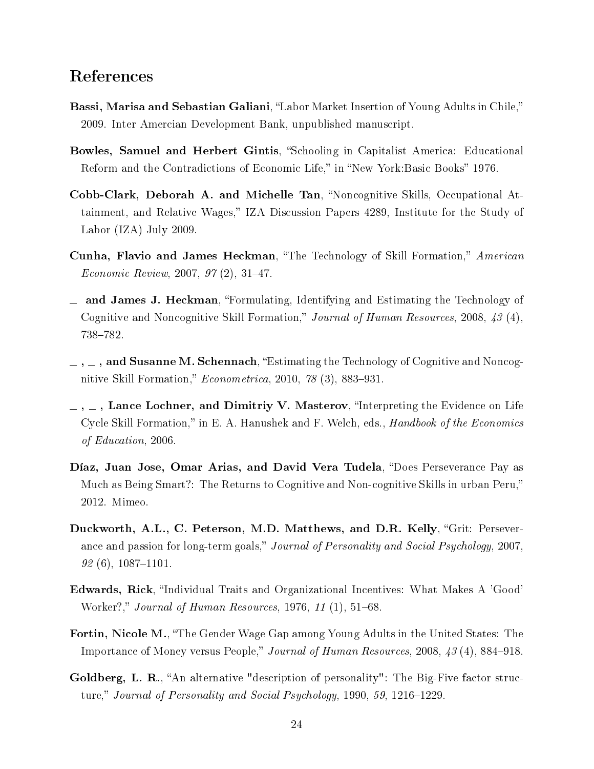## References

**Bassi, Marisa and Sebastian Galiani**, "Labor Market Insertion of Young Adults in Chile," 2009. Inter Amercian Development Bank, unpublished manuscript.

**Bowles, Samuel and Herbert Gintis**, "Schooling in Capitalist America: Educational Reform and the Contradictions of Economic Life," in "New York:Basic Books" 1976.

**Cobb-Clark, Deborah A. and Michelle Tan**, "Noncognitive Skills, Occupational Attainment, and Relative Wages," IZA Discussion Papers 4289, Institute for the Study of Labor (IZA) July 2009.

**Cunha, Flavio and James Heckman**, "The Technology of Skill Formation," *American Economic Review*, 2007, *97* (2), 31–47.

**\_ and James J. Heckman**, "Formulating, Identifying and Estimating the Technology of Cognitive and Noncognitive Skill Formation," *Journal of Human Resources*, 2008, *43* (4), 738–782.

**\_ , \_ , and Susanne M. Schennach**, "Estimating the Technology of Cognitive and Noncognitive Skill Formation," *Econometrica*, 2010, *78* (3), 883–931.

**\_ , \_ , Lance Lochner, and Dimitriy V. Masterov**, "Interpreting the Evidence on Life Cycle Skill Formation," in E. A. Hanushek and F. Welch, eds., *Handbook of the Economics of Education*, 2006.

**Díaz, Juan Jose, Omar Arias, and David Vera Tudela**, "Does Perseverance Pay as Much as Being Smart?: The Returns to Cognitive and Non-cognitive Skills in urban Peru," 2012. Mimeo.

**Duckworth, A.L., C. Peterson, M.D. Matthews, and D.R. Kelly**, "Grit: Perseverance and passion for long-term goals," *Journal of Personality and Social Psychology*, 2007, *92* (6), 1087–1101.

**Edwards, Rick**, "Individual Traits and Organizational Incentives: What Makes A 'Good' Worker?," *Journal of Human Resources*, 1976, *11* (1), 51–68.

**Fortin, Nicole M.**, "The Gender Wage Gap among Young Adults in the United States: The Importance of Money versus People," *Journal of Human Resources*, 2008, *43* (4), 884–918.

**Goldberg, L. R.**, "An alternative "description of personality": The Big-Five factor structure," *Journal of Personality and Social Psychology*, 1990, *59*, 1216–1229.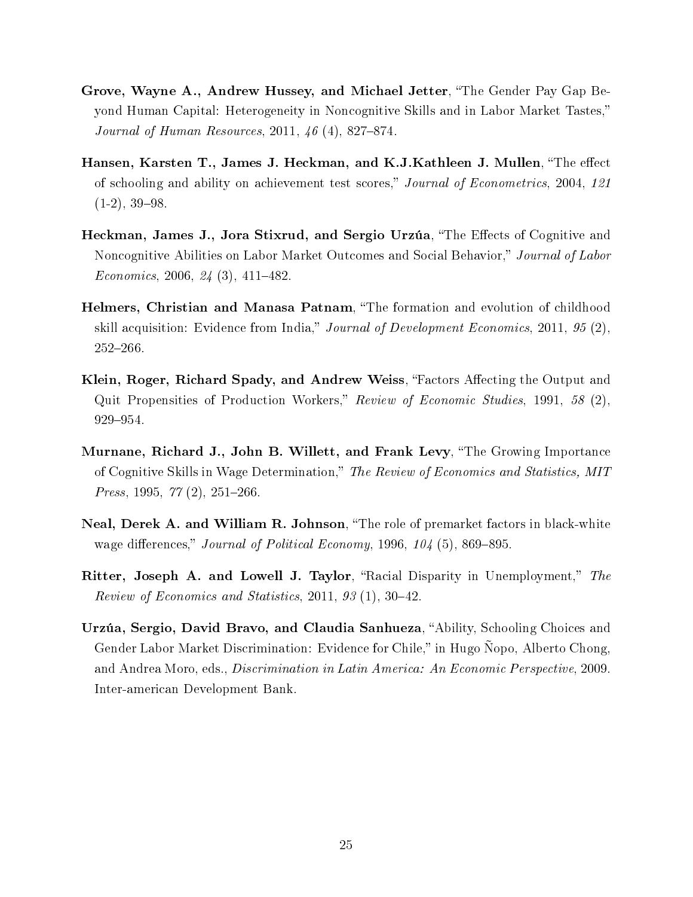**Grove, Wayne A., Andrew Hussey, and Michael Jetter**, "The Gender Pay Gap Beyond Human Capital: Heterogeneity in Noncognitive Skills and in Labor Market Tastes," *Journal of Human Resources*, 2011, *46* (4), 827–874.

**Hansen, Karsten T., James J. Heckman, and K.J.Kathleen J. Mullen**, "The effect of schooling and ability on achievement test scores," *Journal of Econometrics*, 2004, *121* (1-2), 39–98.

**Heckman, James J., Jora Stixrud, and Sergio Urzúa**, "The Effects of Cognitive and Noncognitive Abilities on Labor Market Outcomes and Social Behavior," *Journal of Labor Economics*, 2006, *24* (3), 411–482.

**Helmers, Christian and Manasa Patnam**, "The formation and evolution of childhood skill acquisition: Evidence from India," *Journal of Development Economics*, 2011, *95* (2), 252–266.

**Klein, Roger, Richard Spady, and Andrew Weiss**, "Factors Affecting the Output and Quit Propensities of Production Workers," *Review of Economic Studies*, 1991, *58* (2), 929–954.

**Murnane, Richard J., John B. Willett, and Frank Levy**, "The Growing Importance of Cognitive Skills in Wage Determination," *The Review of Economics and Statistics, MIT Press*, 1995, *77* (2), 251–266.

**Neal, Derek A. and William R. Johnson**, "The role of premarket factors in black-white wage differences," *Journal of Political Economy*, 1996, *104* (5), 869–895.

**Ritter, Joseph A. and Lowell J. Taylor**, "Racial Disparity in Unemployment," *The Review of Economics and Statistics*, 2011, *93* (1), 30–42.

**Urzúa, Sergio, David Bravo, and Claudia Sanhueza**, "Ability, Schooling Choices and Gender Labor Market Discrimination: Evidence for Chile," in Hugo Ñopo, Alberto Chong, and Andrea Moro, eds., *Discrimination in Latin America: An Economic Perspective*, 2009. Inter-american Development Bank.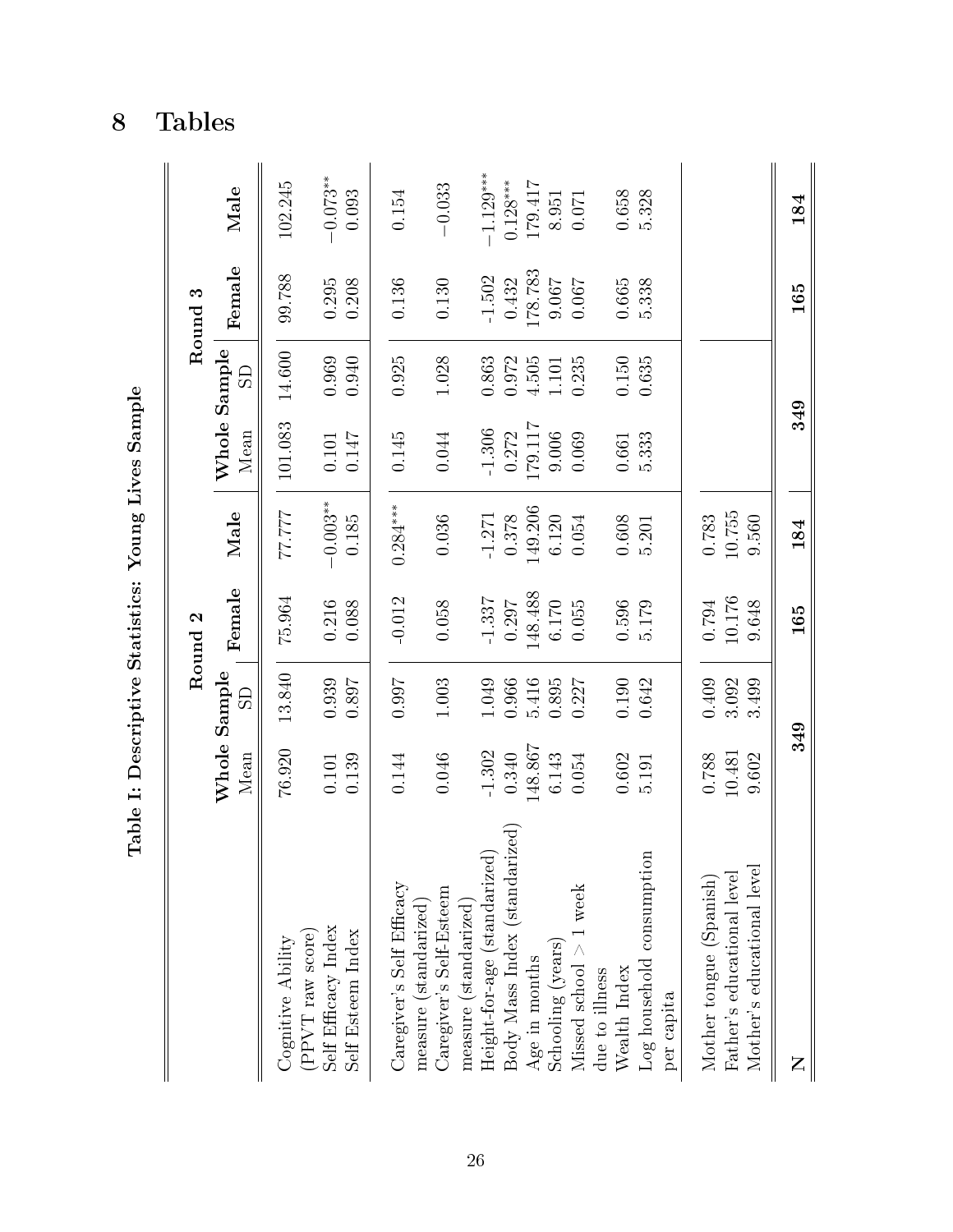# 8 Tables

**Table I: Descriptive Statistics: Young Lives Sample**

| | Round 2 | | | | Round 3 | | | |
|---|---|---|---|---|---|---|---|---|
| | Whole Sample | | Female | Male | Whole Sample | | Female | Male |
| | Mean | SD | | | Mean | SD | | |
| Cognitive Ability (PPVT raw score) | 76.920 | 13.840 | 75.964 | 77.777 | 101.083 | 14.600 | 99.788 | 102.245 |
| Self Efficacy Index | 0.101 | 0.939 | 0.216 | $-0.003^{**}$ | 0.101 | 0.969 | 0.295 | $-0.073^{**}$ |
| Self Esteem Index | 0.139 | 0.897 | 0.088 | 0.185 | 0.147 | 0.940 | 0.208 | 0.093 |
| Caregiver's Self Efficacy measure (standarized) | 0.144 | 0.997 | -0.012 | $0.284^{***}$ | 0.145 | 0.925 | 0.136 | 0.154 |
| Caregiver's Self-Esteem measure (standarized) | 0.046 | 1.003 | 0.058 | 0.036 | 0.044 | 1.028 | 0.130 | $-0.033$ |
| Height-for-age (standarized) | -1.302 | 1.049 | -1.337 | -1.271 | -1.306 | 0.863 | -1.502 | $-1.129^{***}$ |
| Body Mass Index (standarized) | 0.340 | 0.966 | 0.297 | 0.378 | 0.272 | 0.972 | 0.432 | $0.128^{***}$ |
| Age in months | 148.867 | 5.416 | 148.488 | 149.206 | 179.117 | 4.505 | 178.783 | 179.417 |
| Schooling (years) | 6.143 | 0.895 | 6.170 | 6.120 | 9.006 | 1.101 | 9.067 | 8.951 |
| Missed school > 1 week due to illness | 0.054 | 0.227 | 0.055 | 0.054 | 0.069 | 0.235 | 0.067 | 0.071 |
| Wealth Index | 0.602 | 0.190 | 0.596 | 0.608 | 0.661 | 0.150 | 0.665 | 0.658 |
| Log household consumption per capita | 5.191 | 0.642 | 5.179 | 5.201 | 5.333 | 0.635 | 5.338 | 5.328 |
| Mother tongue (Spanish) | 0.788 | 0.409 | 0.794 | 0.783 | | | | |
| Father's educational level | 10.481 | 3.092 | 10.176 | 10.755 | | | | |
| Mother's educational level | 9.602 | 3.499 | 9.648 | 9.560 | | | | |
| N | **349** | | **165** | **184** | **349** | | **165** | **184** |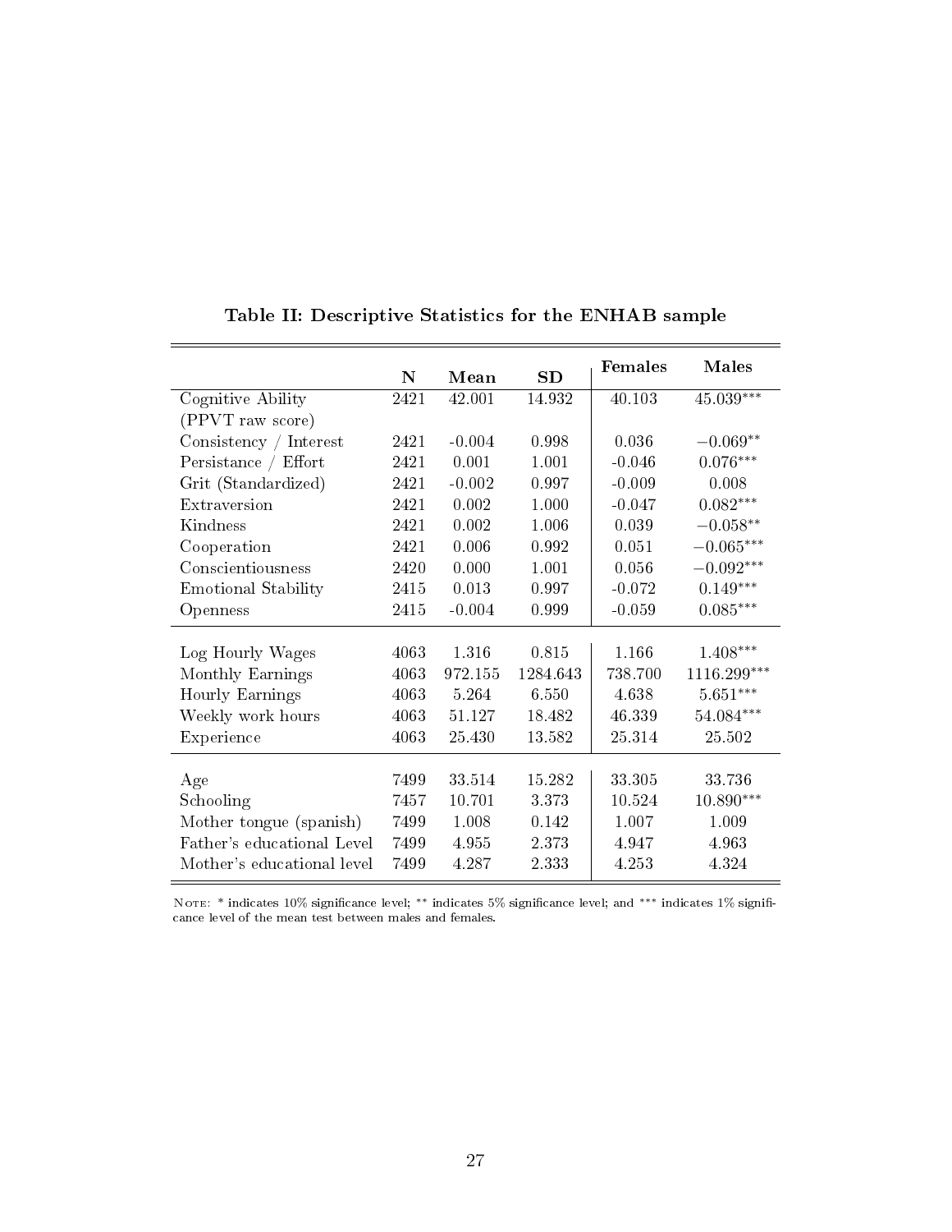**Table II: Descriptive Statistics for the ENHAB sample**

| | N | Mean | SD | Females | Males |
|---|---|---|---|---|---|
| Cognitive Ability (PPVT raw score) | 2421 | 42.001 | 14.932 | 40.103 | 45.039*** |
| Consistency / Interest | 2421 | -0.004 | 0.998 | 0.036 | −0.069** |
| Persistance / Effort | 2421 | 0.001 | 1.001 | -0.046 | 0.076*** |
| Grit (Standardized) | 2421 | -0.002 | 0.997 | -0.009 | 0.008 |
| Extraversion | 2421 | 0.002 | 1.000 | -0.047 | 0.082*** |
| Kindness | 2421 | 0.002 | 1.006 | 0.039 | −0.058** |
| Cooperation | 2421 | 0.006 | 0.992 | 0.051 | −0.065*** |
| Conscientiousness | 2420 | 0.000 | 1.001 | 0.056 | −0.092*** |
| Emotional Stability | 2415 | 0.013 | 0.997 | -0.072 | 0.149*** |
| Openness | 2415 | -0.004 | 0.999 | -0.059 | 0.085*** |
| Log Hourly Wages | 4063 | 1.316 | 0.815 | 1.166 | 1.408*** |
| Monthly Earnings | 4063 | 972.155 | 1284.643 | 738.700 | 1116.299*** |
| Hourly Earnings | 4063 | 5.264 | 6.550 | 4.638 | 5.651*** |
| Weekly work hours | 4063 | 51.127 | 18.482 | 46.339 | 54.084*** |
| Experience | 4063 | 25.430 | 13.582 | 25.314 | 25.502 |
| Age | 7499 | 33.514 | 15.282 | 33.305 | 33.736 |
| Schooling | 7457 | 10.701 | 3.373 | 10.524 | 10.890*** |
| Mother tongue (spanish) | 7499 | 1.008 | 0.142 | 1.007 | 1.009 |
| Father's educational Level | 7499 | 4.955 | 2.373 | 4.947 | 4.963 |
| Mother's educational level | 7499 | 4.287 | 2.333 | 4.253 | 4.324 |

NOTE: * indicates 10% significance level; ** indicates 5% significance level; and *** indicates 1% significance level of the mean test between males and females.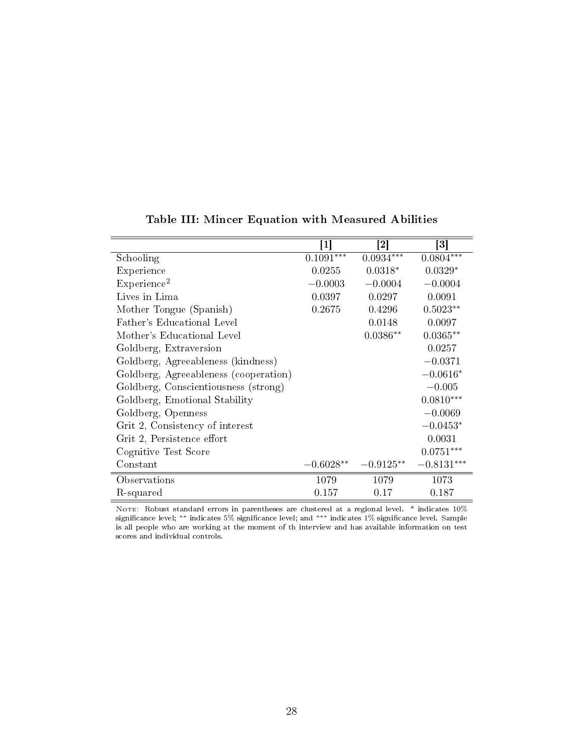**Table III: Mincer Equation with Measured Abilities**

| | [1] | [2] | [3] |
|---|---|---|---|
| Schooling | $0.1091^{***}$ | $0.0934^{***}$ | $0.0804^{***}$ |
| Experience | 0.0255 | $0.0318^{*}$ | $0.0329^{*}$ |
| Experience$^2$ | $-0.0003$ | $-0.0004$ | $-0.0004$ |
| Lives in Lima | 0.0397 | 0.0297 | 0.0091 |
| Mother Tongue (Spanish) | 0.2675 | 0.4296 | $0.5023^{**}$ |
| Father's Educational Level | | 0.0148 | 0.0097 |
| Mother's Educational Level | | $0.0386^{**}$ | $0.0365^{**}$ |
| Goldberg, Extraversion | | | 0.0257 |
| Goldberg, Agreeableness (kindness) | | | $-0.0371$ |
| Goldberg, Agreeableness (cooperation) | | | $-0.0616^{*}$ |
| Goldberg, Conscientiousness (strong) | | | $-0.005$ |
| Goldberg, Emotional Stability | | | $0.0810^{***}$ |
| Goldberg, Openness | | | $-0.0069$ |
| Grit 2, Consistency of interest | | | $-0.0453^{*}$ |
| Grit 2, Persistence effort | | | 0.0031 |
| Cognitive Test Score | | | $0.0751^{***}$ |
| Constant | $-0.6028^{**}$ | $-0.9125^{**}$ | $-0.8131^{***}$ |
| Observations | 1079 | 1079 | 1073 |
| R-squared | 0.157 | 0.17 | 0.187 |

Note: Robust standard errors in parentheses are clustered at a regional level. * indicates 10% significance level; ** indicates 5% significance level; and *** indicates 1% significance level. Sample is all people who are working at the moment of th interview and has available information on test scores and individual controls.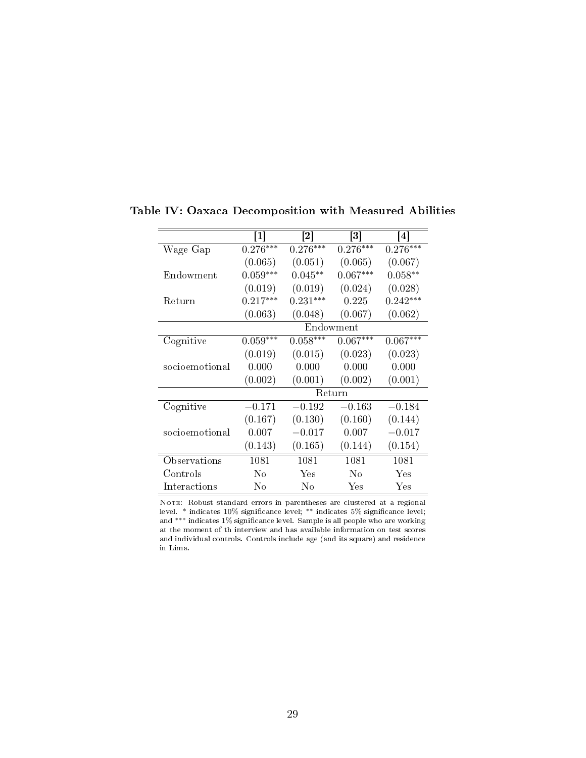**Table IV: Oaxaca Decomposition with Measured Abilities**

| | [1] | [2] | [3] | [4] |
|---|---|---|---|---|
| Wage Gap | 0.276*** | 0.276*** | 0.276*** | 0.276*** |
| | (0.065) | (0.051) | (0.065) | (0.067) |
| Endowment | 0.059*** | 0.045** | 0.067*** | 0.058** |
| | (0.019) | (0.019) | (0.024) | (0.028) |
| Return | 0.217*** | 0.231*** | 0.225 | 0.242*** |
| | (0.063) | (0.048) | (0.067) | (0.062) |
| | Endowment | | | |
| Cognitive | 0.059*** | 0.058*** | 0.067*** | 0.067*** |
| | (0.019) | (0.015) | (0.023) | (0.023) |
| socioemotional | 0.000 | 0.000 | 0.000 | 0.000 |
| | (0.002) | (0.001) | (0.002) | (0.001) |
| | Return | | | |
| Cognitive | −0.171 | −0.192 | −0.163 | −0.184 |
| | (0.167) | (0.130) | (0.160) | (0.144) |
| socioemotional | 0.007 | −0.017 | 0.007 | −0.017 |
| | (0.143) | (0.165) | (0.144) | (0.154) |
| Observations | 1081 | 1081 | 1081 | 1081 |
| Controls | No | Yes | No | Yes |
| Interactions | No | No | Yes | Yes |

NOTE: Robust standard errors in parentheses are clustered at a regional level. * indicates 10% significance level; ** indicates 5% significance level; and *** indicates 1% significance level. Sample is all people who are working at the moment of th interview and has available information on test scores and individual controls. Controls include age (and its square) and residence in Lima.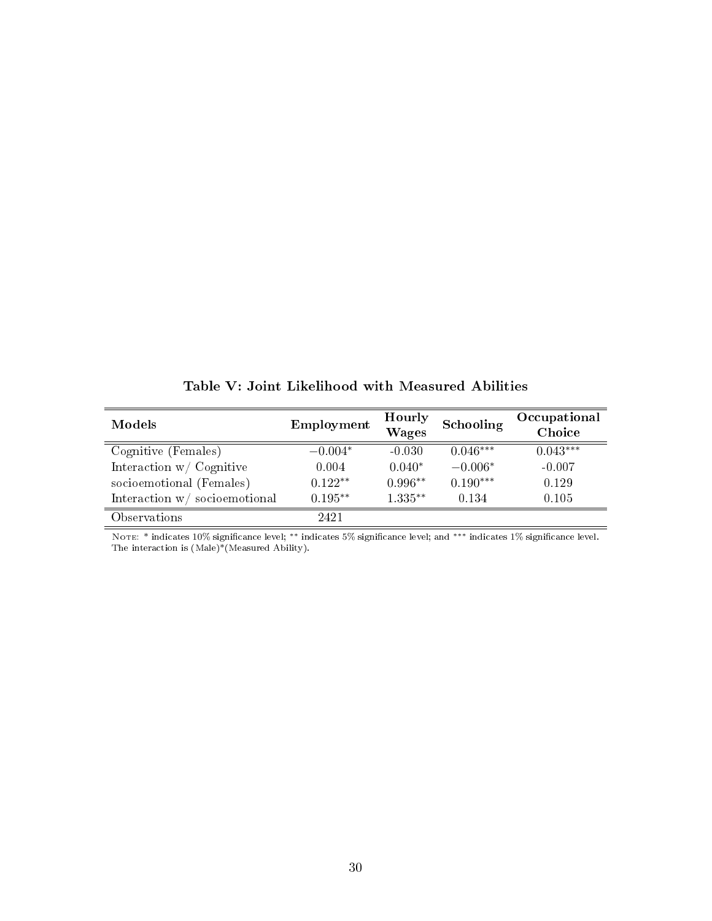**Table V: Joint Likelihood with Measured Abilities**

| Models | Employment | Hourly Wages | Schooling | Occupational Choice |
|---|---|---|---|---|
| Cognitive (Females) | $-0.004^{*}$ | -0.030 | $0.046^{***}$ | $0.043^{***}$ |
| Interaction w/ Cognitive | 0.004 | $0.040^{*}$ | $-0.006^{*}$ | -0.007 |
| socioemotional (Females) | $0.122^{**}$ | $0.996^{**}$ | $0.190^{***}$ | 0.129 |
| Interaction w/ socioemotional | $0.195^{**}$ | $1.335^{**}$ | 0.134 | 0.105 |
| Observations | 2421 | | | |

Note: * indicates 10% significance level; ** indicates 5% significance level; and *** indicates 1% significance level. The interaction is (Male)*(Measured Ability).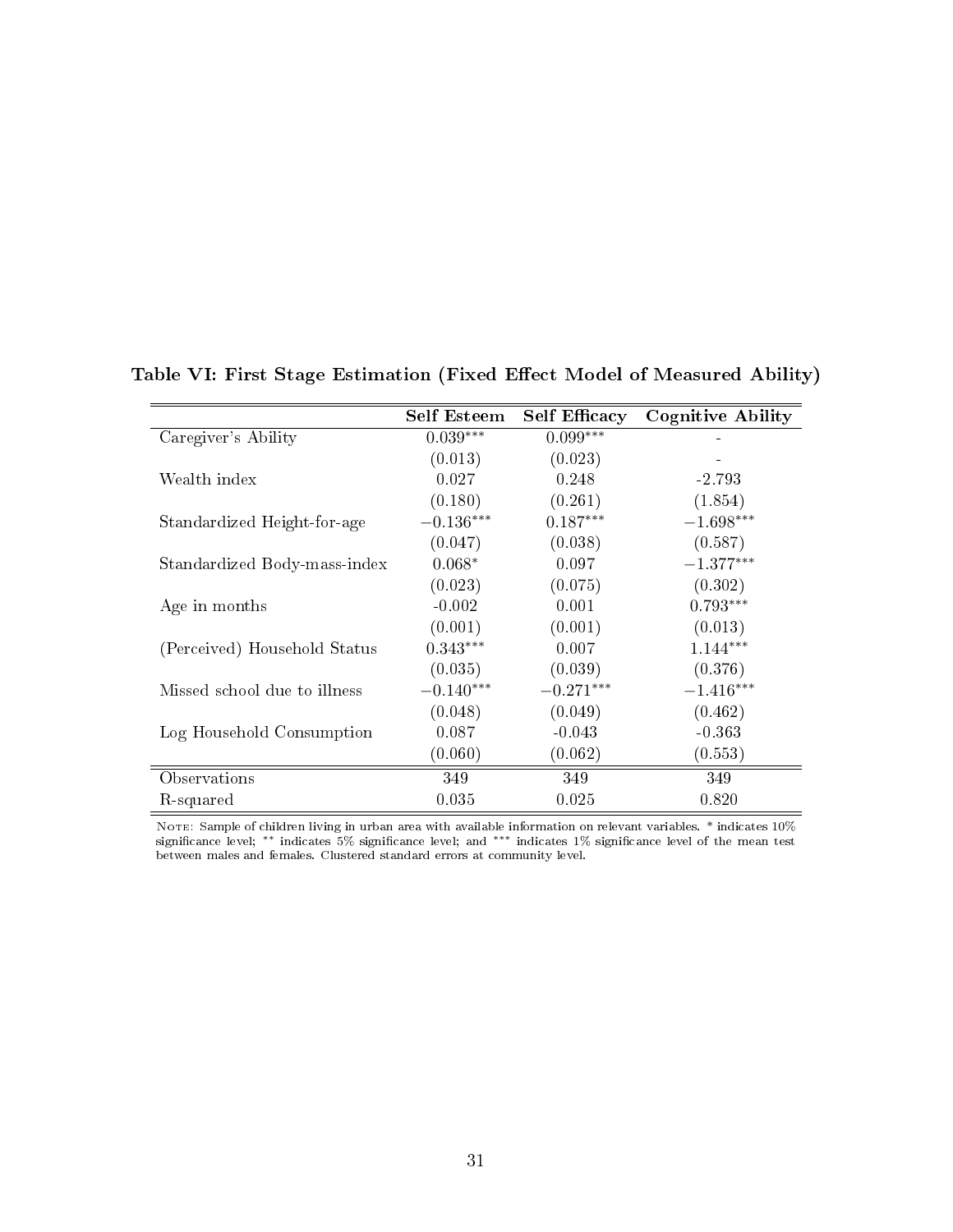**Table VI: First Stage Estimation (Fixed Effect Model of Measured Ability)**

| | **Self Esteem** | **Self Efficacy** | **Cognitive Ability** |
|---|---|---|---|
| Caregiver's Ability | $0.039^{***}$ | $0.099^{***}$ | - |
| | (0.013) | (0.023) | - |
| Wealth index | 0.027 | 0.248 | -2.793 |
| | (0.180) | (0.261) | (1.854) |
| Standardized Height-for-age | $-0.136^{***}$ | $0.187^{***}$ | $-1.698^{***}$ |
| | (0.047) | (0.038) | (0.587) |
| Standardized Body-mass-index | $0.068^{*}$ | 0.097 | $-1.377^{***}$ |
| | (0.023) | (0.075) | (0.302) |
| Age in months | -0.002 | 0.001 | $0.793^{***}$ |
| | (0.001) | (0.001) | (0.013) |
| (Perceived) Household Status | $0.343^{***}$ | 0.007 | $1.144^{***}$ |
| | (0.035) | (0.039) | (0.376) |
| Missed school due to illness | $-0.140^{***}$ | $-0.271^{***}$ | $-1.416^{***}$ |
| | (0.048) | (0.049) | (0.462) |
| Log Household Consumption | 0.087 | -0.043 | -0.363 |
| | (0.060) | (0.062) | (0.553) |
| Observations | 349 | 349 | 349 |
| R-squared | 0.035 | 0.025 | 0.820 |

Note: Sample of children living in urban area with available information on relevant variables. * indicates 10% significance level; ** indicates 5% significance level; and *** indicates 1% significance level of the mean test between males and females. Clustered standard errors at community level.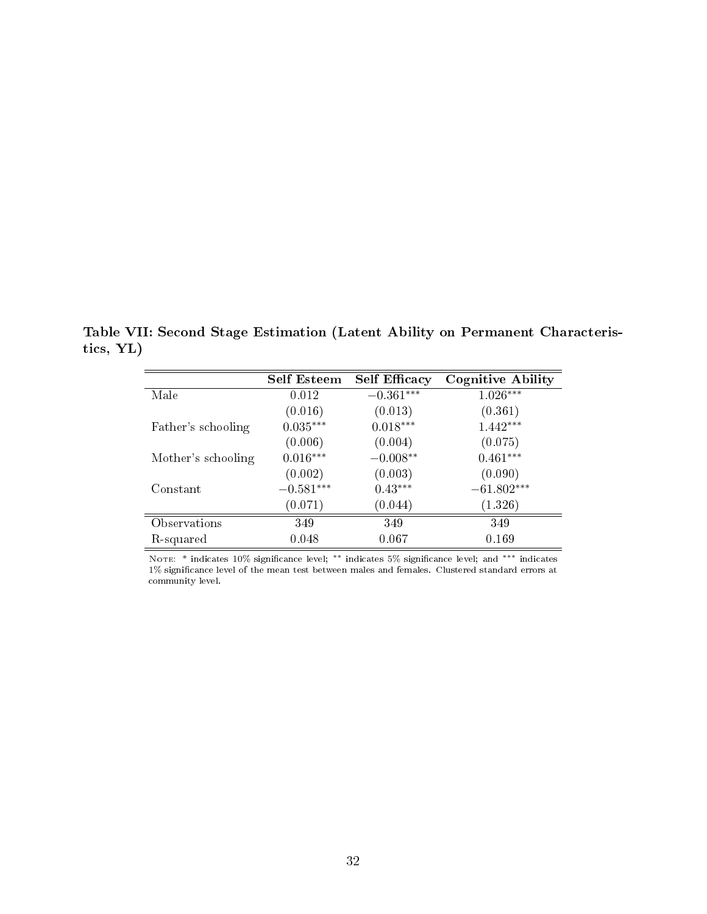**Table VII: Second Stage Estimation (Latent Ability on Permanent Characteristics, YL)**

| | **Self Esteem** | **Self Efficacy** | **Cognitive Ability** |
|---|---|---|---|
| Male | 0.012 | $-0.361^{***}$ | $1.026^{***}$ |
| | (0.016) | (0.013) | (0.361) |
| Father's schooling | $0.035^{***}$ | $0.018^{***}$ | $1.442^{***}$ |
| | (0.006) | (0.004) | (0.075) |
| Mother's schooling | $0.016^{***}$ | $-0.008^{**}$ | $0.461^{***}$ |
| | (0.002) | (0.003) | (0.090) |
| Constant | $-0.581^{***}$ | $0.43^{***}$ | $-61.802^{***}$ |
| | (0.071) | (0.044) | (1.326) |
| Observations | 349 | 349 | 349 |
| R-squared | 0.048 | 0.067 | 0.169 |

Note: * indicates 10% significance level; ** indicates 5% significance level; and *** indicates 1% significance level of the mean test between males and females. Clustered standard errors at community level.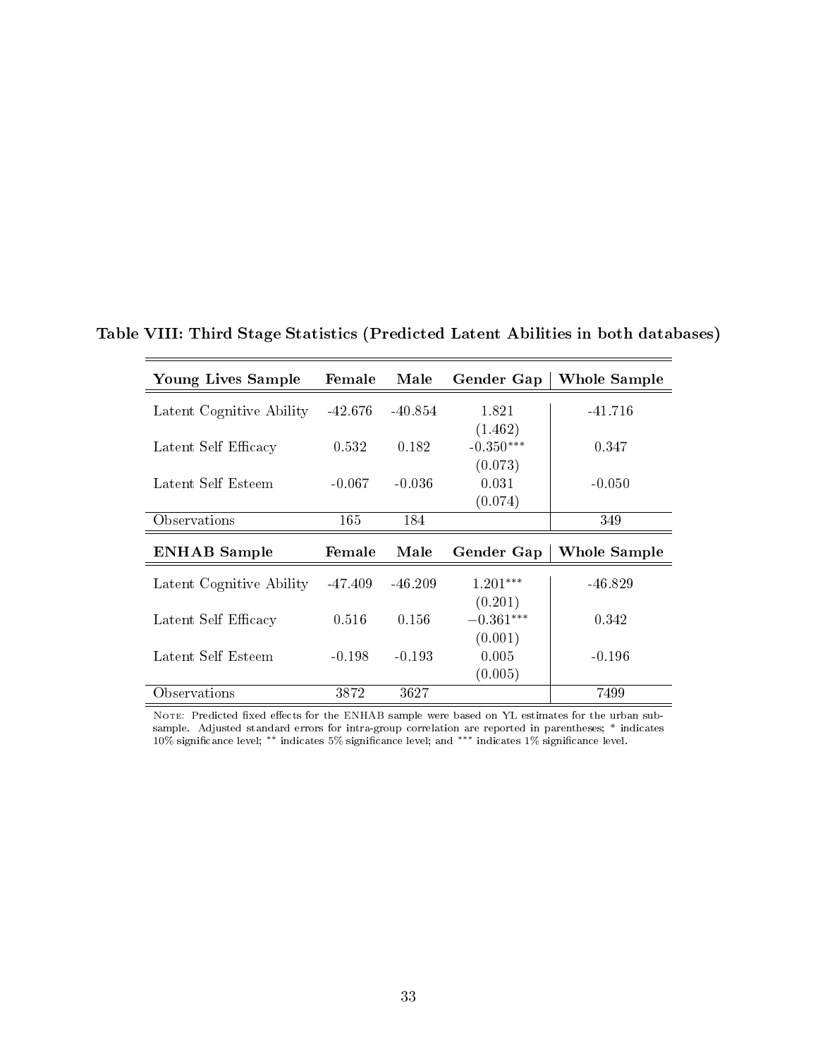**Table VIII: Third Stage Statistics (Predicted Latent Abilities in both databases)**

| **Young Lives Sample** | **Female** | **Male** | **Gender Gap** | **Whole Sample** |
|---|---|---|---|---|
| Latent Cognitive Ability | -42.676 | -40.854 | 1.821 | -41.716 |
| | | | (1.462) | |
| Latent Self Efficacy | 0.532 | 0.182 | $-0.350^{***}$ | 0.347 |
| | | | (0.073) | |
| Latent Self Esteem | -0.067 | -0.036 | 0.031 | -0.050 |
| | | | (0.074) | |
| Observations | 165 | 184 | | 349 |
| **ENHAB Sample** | **Female** | **Male** | **Gender Gap** | **Whole Sample** |
| Latent Cognitive Ability | -47.409 | -46.209 | $1.201^{***}$ | -46.829 |
| | | | (0.201) | |
| Latent Self Efficacy | 0.516 | 0.156 | $-0.361^{***}$ | 0.342 |
| | | | (0.001) | |
| Latent Self Esteem | -0.198 | -0.193 | 0.005 | -0.196 |
| | | | (0.005) | |
| Observations | 3872 | 3627 | | 7499 |

Note: Predicted fixed effects for the ENHAB sample were based on YL estimates for the urban subsample. Adjusted standard errors for intra-group correlation are reported in parentheses; * indicates 10% significance level; ** indicates 5% significance level; and *** indicates 1% significance level.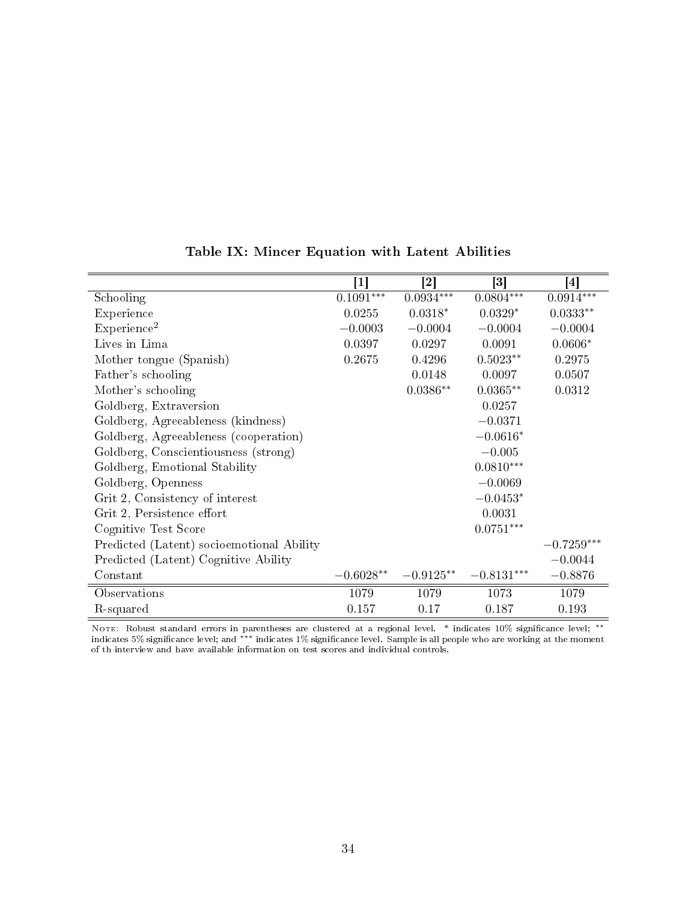**Table IX: Mincer Equation with Latent Abilities**

| | [1] | [2] | [3] | [4] |
|---|---|---|---|---|
| Schooling | $0.1091^{***}$ | $0.0934^{***}$ | $0.0804^{***}$ | $0.0914^{***}$ |
| Experience | 0.0255 | $0.0318^{*}$ | $0.0329^{*}$ | $0.0333^{**}$ |
| Experience$^2$ | $-0.0003$ | $-0.0004$ | $-0.0004$ | $-0.0004$ |
| Lives in Lima | 0.0397 | 0.0297 | 0.0091 | $0.0606^{*}$ |
| Mother tongue (Spanish) | 0.2675 | 0.4296 | $0.5023^{**}$ | 0.2975 |
| Father's schooling | | 0.0148 | 0.0097 | 0.0507 |
| Mother's schooling | | $0.0386^{**}$ | $0.0365^{**}$ | 0.0312 |
| Goldberg, Extraversion | | | 0.0257 | |
| Goldberg, Agreeableness (kindness) | | | $-0.0371$ | |
| Goldberg, Agreeableness (cooperation) | | | $-0.0616^{*}$ | |
| Goldberg, Conscientiousness (strong) | | | $-0.005$ | |
| Goldberg, Emotional Stability | | | $0.0810^{***}$ | |
| Goldberg, Openness | | | $-0.0069$ | |
| Grit 2, Consistency of interest | | | $-0.0453^{*}$ | |
| Grit 2, Persistence effort | | | 0.0031 | |
| Cognitive Test Score | | | $0.0751^{***}$ | |
| Predicted (Latent) socioemotional Ability | | | | $-0.7259^{***}$ |
| Predicted (Latent) Cognitive Ability | | | | $-0.0044$ |
| Constant | $-0.6028^{**}$ | $-0.9125^{**}$ | $-0.8131^{***}$ | $-0.8876$ |
| Observations | 1079 | 1079 | 1073 | 1079 |
| R-squared | 0.157 | 0.17 | 0.187 | 0.193 |

NOTE: Robust standard errors in parentheses are clustered at a regional level. * indicates 10% significance level; ** indicates 5% significance level; and *** indicates 1% significance level. Sample is all people who are working at the moment of th interview and have available information on test scores and individual controls.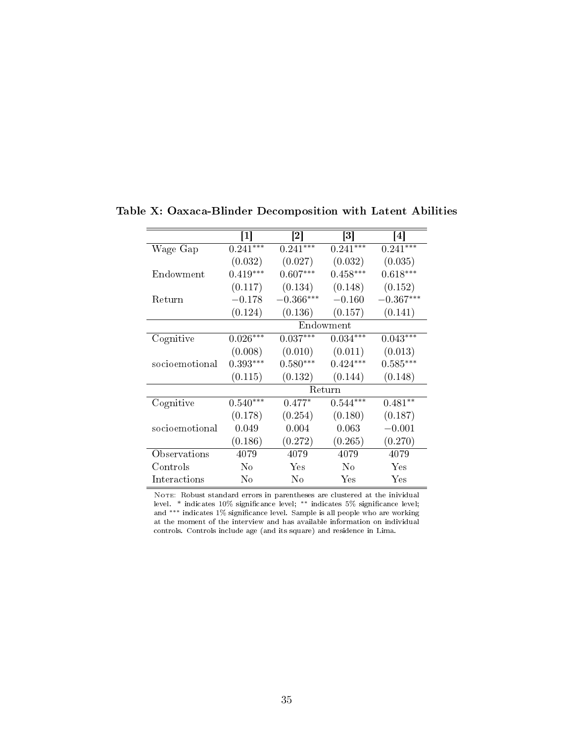**Table X: Oaxaca-Blinder Decomposition with Latent Abilities**

| | [1] | [2] | [3] | [4] |
|---|---|---|---|---|
| Wage Gap | $0.241^{***}$ | $0.241^{***}$ | $0.241^{***}$ | $0.241^{***}$ |
| | (0.032) | (0.027) | (0.032) | (0.035) |
| Endowment | $0.419^{***}$ | $0.607^{***}$ | $0.458^{***}$ | $0.618^{***}$ |
| | (0.117) | (0.134) | (0.148) | (0.152) |
| Return | $-0.178$ | $-0.366^{***}$ | $-0.160$ | $-0.367^{***}$ |
| | (0.124) | (0.136) | (0.157) | (0.141) |
| | Endowment | | | |
| Cognitive | $0.026^{***}$ | $0.037^{***}$ | $0.034^{***}$ | $0.043^{***}$ |
| | (0.008) | (0.010) | (0.011) | (0.013) |
| socioemotional | $0.393^{***}$ | $0.580^{***}$ | $0.424^{***}$ | $0.585^{***}$ |
| | (0.115) | (0.132) | (0.144) | (0.148) |
| | Return | | | |
| Cognitive | $0.540^{***}$ | $0.477^{*}$ | $0.544^{***}$ | $0.481^{**}$ |
| | (0.178) | (0.254) | (0.180) | (0.187) |
| socioemotional | 0.049 | 0.004 | 0.063 | $-0.001$ |
| | (0.186) | (0.272) | (0.265) | (0.270) |
| Observations | 4079 | 4079 | 4079 | 4079 |
| Controls | No | Yes | No | Yes |
| Interactions | No | No | Yes | Yes |

NOTE: Robust standard errors in parentheses are clustered at the inividual level. * indicates 10% significance level; ** indicates 5% significance level; and *** indicates 1% significance level. Sample is all people who are working at the moment of the interview and has available information on individual controls. Controls include age (and its square) and residence in Lima.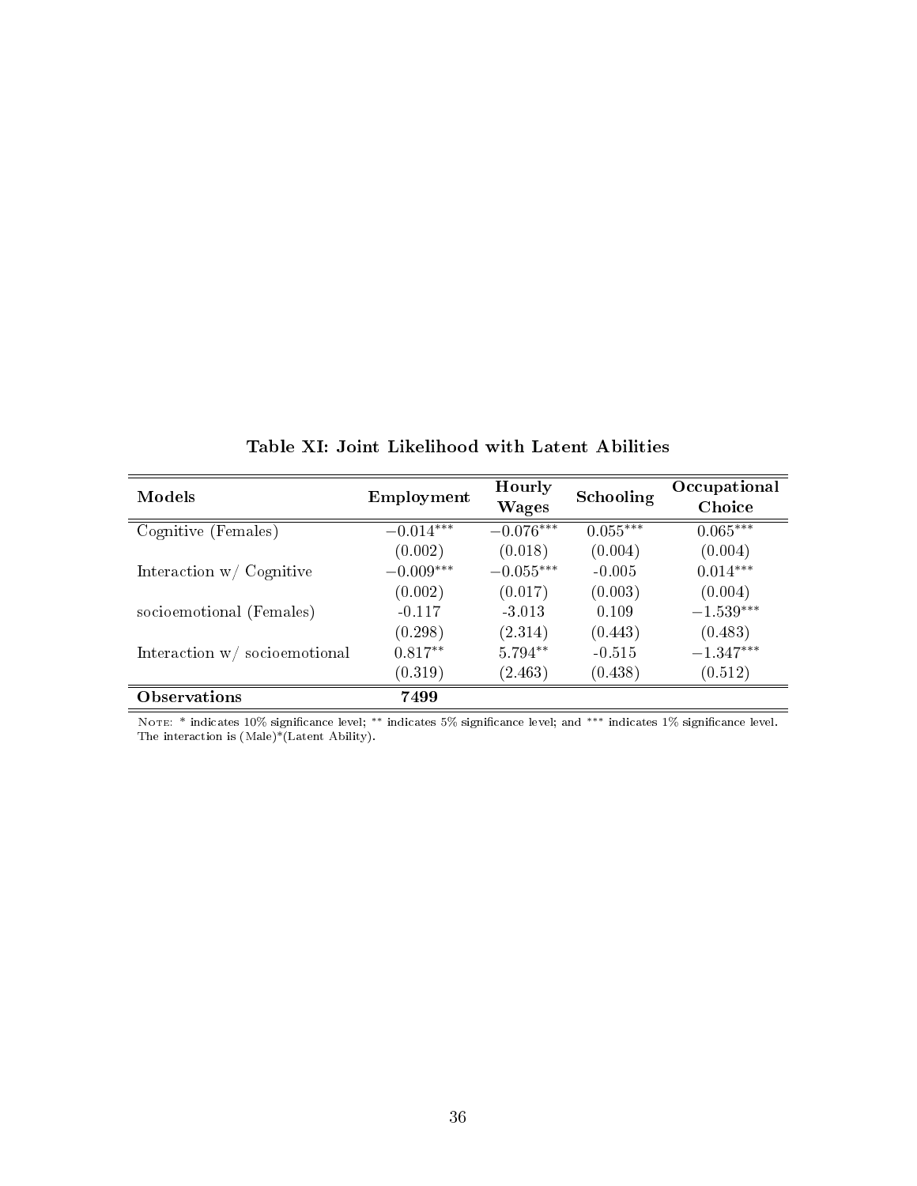**Table XI: Joint Likelihood with Latent Abilities**

| Models | Employment | Hourly Wages | Schooling | Occupational Choice |
|---|---|---|---|---|
| Cognitive (Females) | $-0.014^{***}$ | $-0.076^{***}$ | $0.055^{***}$ | $0.065^{***}$ |
| | (0.002) | (0.018) | (0.004) | (0.004) |
| Interaction w/ Cognitive | $-0.009^{***}$ | $-0.055^{***}$ | -0.005 | $0.014^{***}$ |
| | (0.002) | (0.017) | (0.003) | (0.004) |
| socioemotional (Females) | -0.117 | -3.013 | 0.109 | $-1.539^{***}$ |
| | (0.298) | (2.314) | (0.443) | (0.483) |
| Interaction w/ socioemotional | $0.817^{**}$ | $5.794^{**}$ | -0.515 | $-1.347^{***}$ |
| | (0.319) | (2.463) | (0.438) | (0.512) |
| **Observations** | **7499** | | | |

NOTE: * indicates 10% significance level; ** indicates 5% significance level; and *** indicates 1% significance level. The interaction is (Male)*(Latent Ability).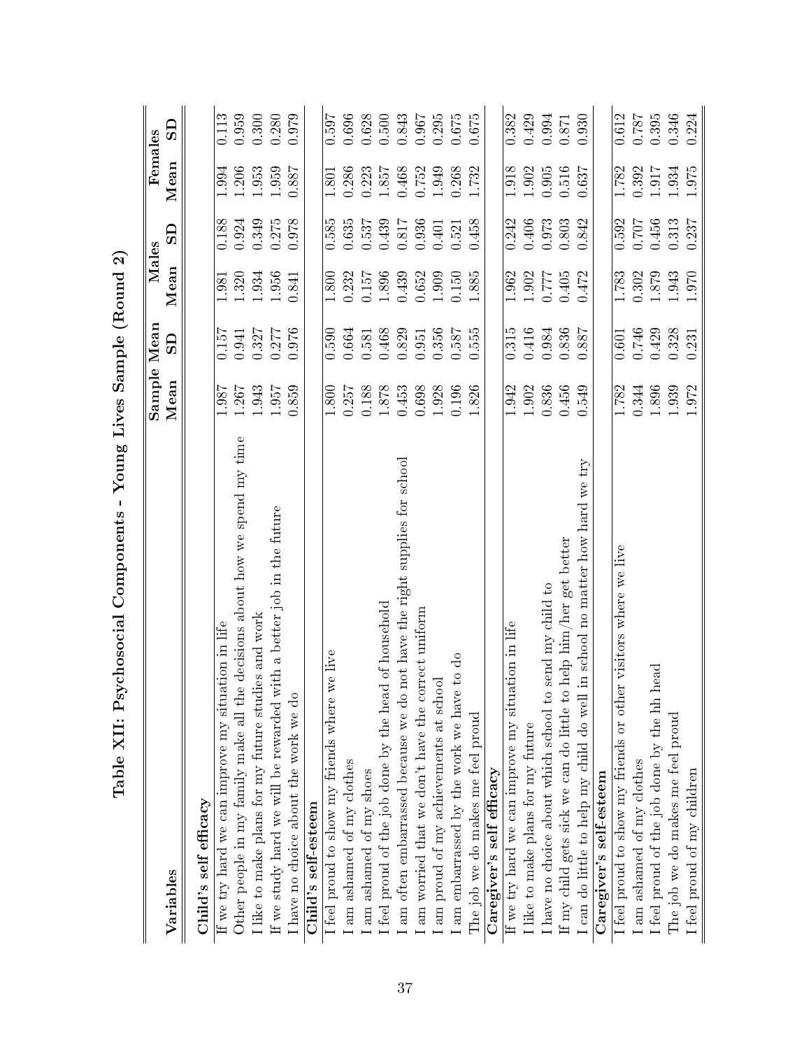# Table XII: Psychosocial Components - Young Lives Sample (Round 2)

| Variables | Sample Mean Mean | SD | Males Mean | SD | Females Mean | SD |
|---|---|---|---|---|---|---|
| **Child's self efficacy** | | | | | | |
| If we try hard we can improve my situation in life | 1.987 | 0.157 | 1.981 | 0.188 | 1.994 | 0.113 |
| Other people in my family make all the decisions about how we spend my time | 1.267 | 0.941 | 1.320 | 0.924 | 1.206 | 0.959 |
| I like to make plans for my future studies and work | 1.943 | 0.327 | 1.934 | 0.349 | 1.953 | 0.300 |
| If we study hard we will be rewarded with a better job in the future | 1.957 | 0.277 | 1.956 | 0.275 | 1.959 | 0.280 |
| I have no choice about the work we do | 0.859 | 0.976 | 0.841 | 0.978 | 0.887 | 0.979 |
| **Child's self-esteem** | | | | | | |
| I feel proud to show my friends where we live | 1.800 | 0.590 | 1.800 | 0.585 | 1.801 | 0.597 |
| I am ashamed of my clothes | 0.257 | 0.664 | 0.232 | 0.635 | 0.286 | 0.696 |
| I am ashamed of my shoes | 0.188 | 0.581 | 0.157 | 0.537 | 0.223 | 0.628 |
| I feel proud of the job done by the head of household | 1.878 | 0.468 | 1.896 | 0.439 | 1.857 | 0.500 |
| I am often embarrassed because we do not have the right supplies for school | 0.453 | 0.829 | 0.439 | 0.817 | 0.468 | 0.843 |
| I am worried that we don't have the correct uniform | 0.698 | 0.951 | 0.652 | 0.936 | 0.752 | 0.967 |
| I am proud of my achievements at school | 1.928 | 0.356 | 1.909 | 0.401 | 1.949 | 0.295 |
| I am embarrassed by the work we have to do | 0.196 | 0.587 | 0.150 | 0.521 | 0.268 | 0.675 |
| The job we do makes me feel proud | 1.826 | 0.555 | 1.885 | 0.458 | 1.732 | 0.675 |
| **Caregiver's self efficacy** | | | | | | |
| If we try hard we can improve my situation in life | 1.942 | 0.315 | 1.962 | 0.242 | 1.918 | 0.382 |
| I like to make plans for my future | 1.902 | 0.416 | 1.902 | 0.406 | 1.902 | 0.429 |
| I have no choice about which school to send my child to | 0.836 | 0.984 | 0.777 | 0.973 | 0.905 | 0.994 |
| If my child gets sick we can do little to help him/her get better | 0.456 | 0.836 | 0.405 | 0.803 | 0.516 | 0.871 |
| I can do little to help my child do well in school no matter how hard we try | 0.549 | 0.887 | 0.472 | 0.842 | 0.637 | 0.930 |
| **Caregiver's self-esteem** | | | | | | |
| I feel proud to show my friends or other visitors where we live | 1.782 | 0.601 | 1.783 | 0.592 | 1.782 | 0.612 |
| I am ashamed of my clothes | 0.344 | 0.746 | 0.302 | 0.707 | 0.392 | 0.787 |
| I feel proud of the job done by the hh head | 1.896 | 0.429 | 1.879 | 0.456 | 1.917 | 0.395 |
| The job we do makes me feel proud | 1.939 | 0.328 | 1.943 | 0.313 | 1.934 | 0.346 |
| I feel proud of my children | 1.972 | 0.231 | 1.970 | 0.237 | 1.975 | 0.224 |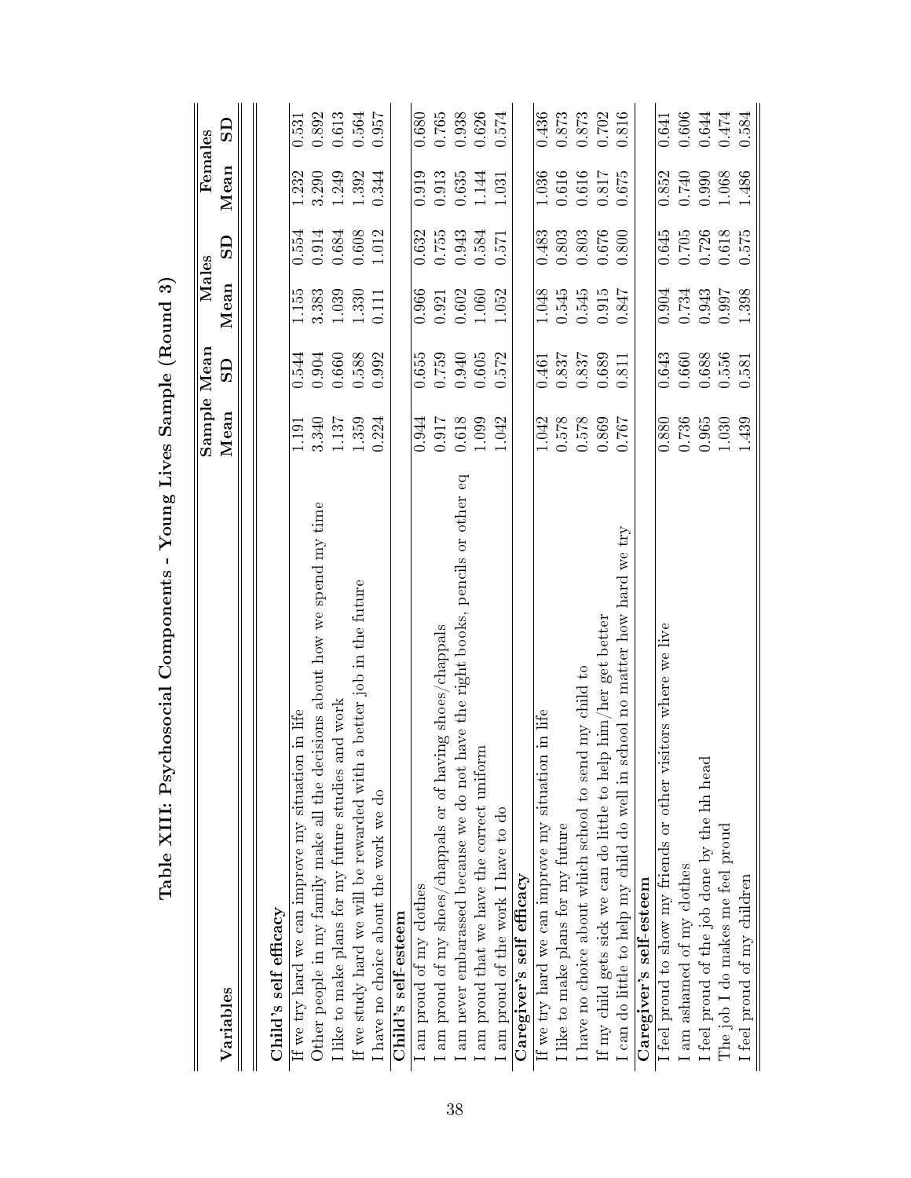# Table XIII: Psychosocial Components - Young Lives Sample (Round 3)

| Variables | Sample Mean | | Males | | Females | |
|---|---|---|---|---|---|---|
| | Mean | SD | Mean | SD | Mean | SD |
| **Child's self efficacy** | | | | | | |
| If we try hard we can improve my situation in life | 1.191 | 0.544 | 1.155 | 0.554 | 1.232 | 0.531 |
| Other people in my family make all the decisions about how we spend my time | 3.340 | 0.904 | 3.383 | 0.914 | 3.290 | 0.892 |
| I like to make plans for my future studies and work | 1.137 | 0.660 | 1.039 | 0.684 | 1.249 | 0.613 |
| If we study hard we will be rewarded with a better job in the future | 1.359 | 0.588 | 1.330 | 0.608 | 1.392 | 0.564 |
| I have no choice about the work we do | 0.224 | 0.992 | 0.111 | 1.012 | 0.344 | 0.957 |
| **Child's self-esteem** | | | | | | |
| I am proud of my clothes | 0.944 | 0.655 | 0.966 | 0.632 | 0.919 | 0.680 |
| I am proud of my shoes/chappals or of having shoes/chappals | 0.917 | 0.759 | 0.921 | 0.755 | 0.913 | 0.765 |
| I am never embarassed because we do not have the right books, pencils or other eq | 0.618 | 0.940 | 0.602 | 0.943 | 0.635 | 0.938 |
| I am proud that we have the correct uniform | 1.099 | 0.605 | 1.060 | 0.584 | 1.144 | 0.626 |
| I am proud of the work I have to do | 1.042 | 0.572 | 1.052 | 0.571 | 1.031 | 0.574 |
| **Caregiver's self efficacy** | | | | | | |
| If we try hard we can improve my situation in life | 1.042 | 0.461 | 1.048 | 0.483 | 1.036 | 0.436 |
| I like to make plans for my future | 0.578 | 0.837 | 0.545 | 0.803 | 0.616 | 0.873 |
| I have no choice about which school to send my child to | 0.578 | 0.837 | 0.545 | 0.803 | 0.616 | 0.873 |
| If my child gets sick we can do little to help him/her get better | 0.869 | 0.689 | 0.915 | 0.676 | 0.817 | 0.702 |
| I can do little to help my child do well in school no matter how hard we try | 0.767 | 0.811 | 0.847 | 0.800 | 0.675 | 0.816 |
| **Caregiver's self-esteem** | | | | | | |
| I feel proud to show my friends or other visitors where we live | 0.880 | 0.643 | 0.904 | 0.645 | 0.852 | 0.641 |
| I am ashamed of my clothes | 0.736 | 0.660 | 0.734 | 0.705 | 0.740 | 0.606 |
| I feel proud of the job done by the hh head | 0.965 | 0.688 | 0.943 | 0.726 | 0.990 | 0.644 |
| The job I do makes me feel proud | 1.030 | 0.556 | 0.997 | 0.618 | 1.068 | 0.474 |
| I feel proud of my children | 1.439 | 0.581 | 1.398 | 0.575 | 1.486 | 0.584 |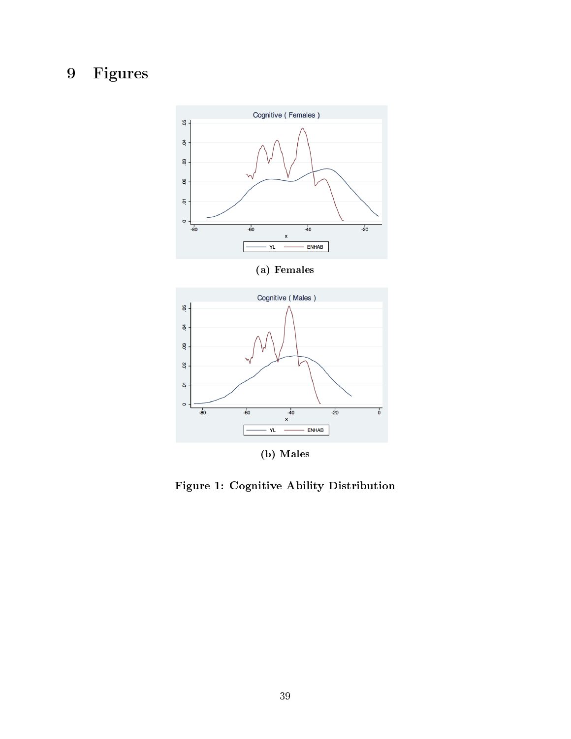# 9 Figures

(a) Females

(b) Males

**Figure 1: Cognitive Ability Distribution**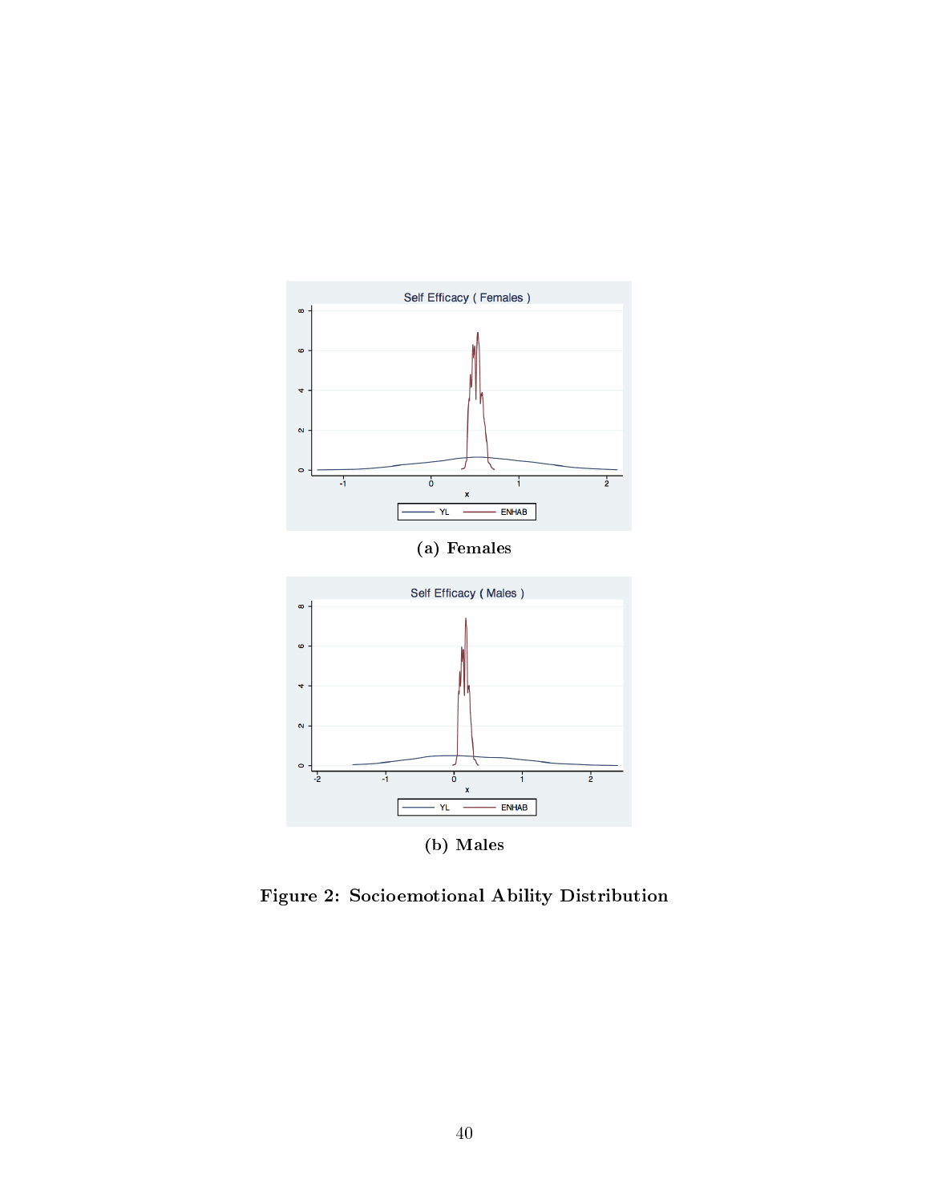Self Efficacy ( Females )

(a) Females

Self Efficacy ( Males )

(b) Males

**Figure 2: Socioemotional Ability Distribution**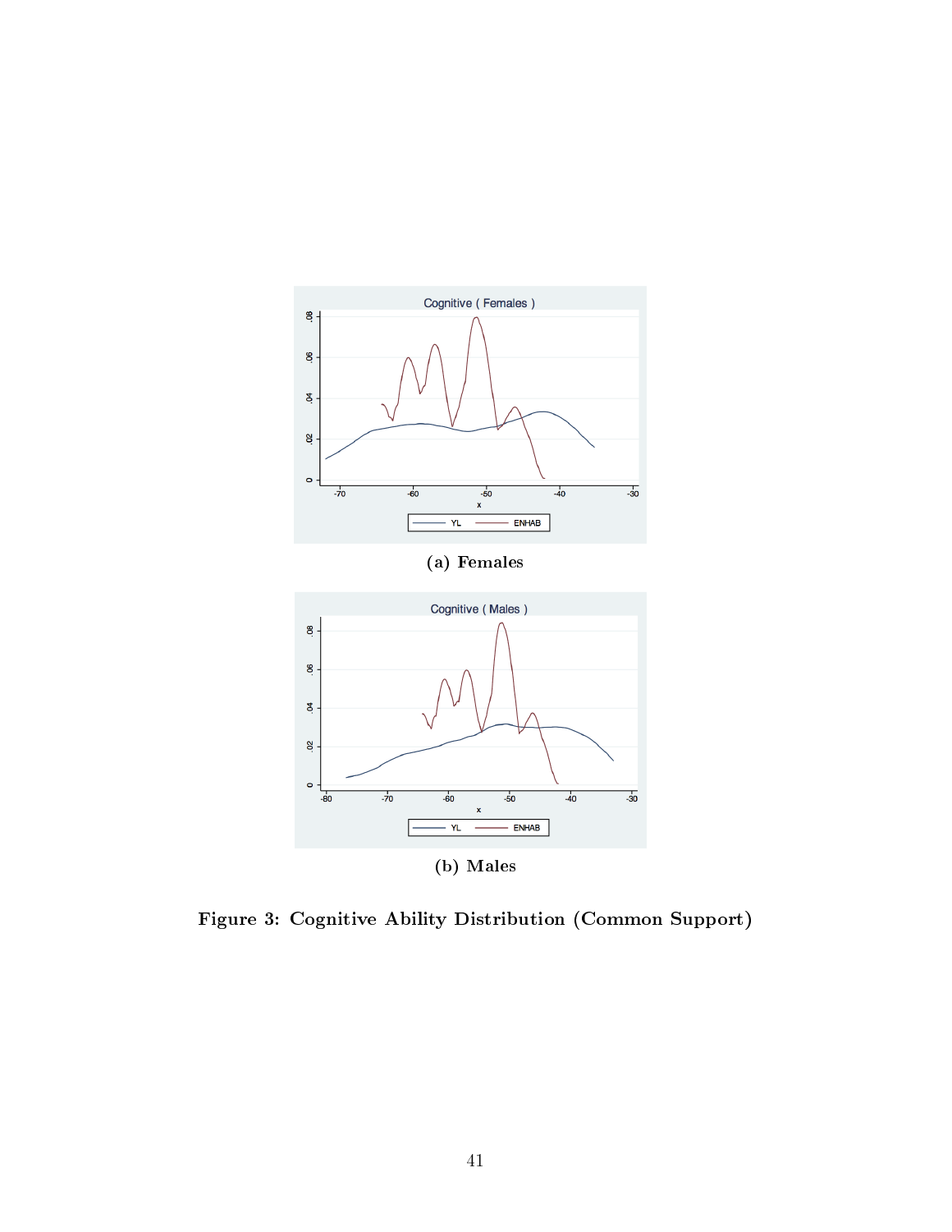(a) Females

(b) Males

**Figure 3: Cognitive Ability Distribution (Common Support)**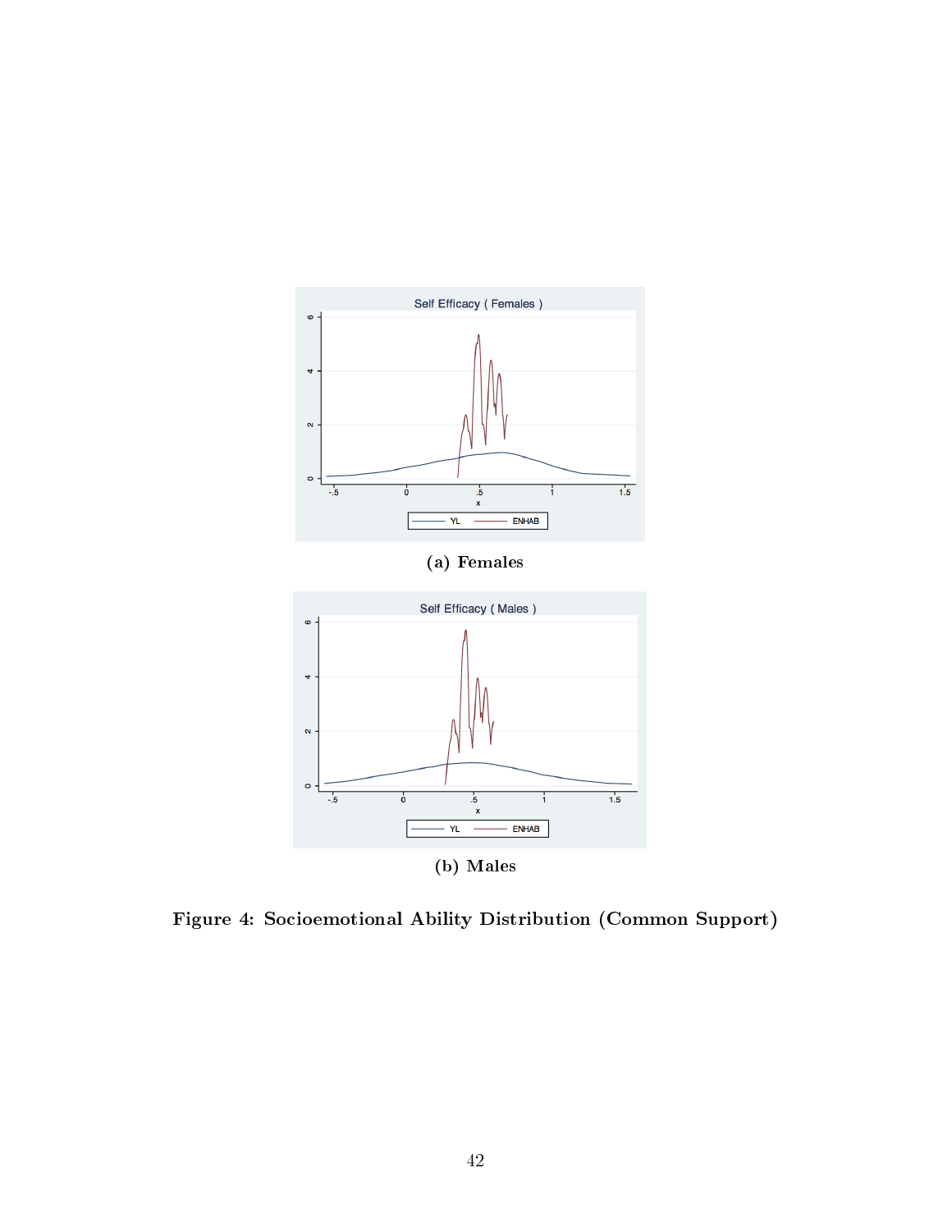Self Efficacy ( Females )

0
2
4
6

-.5
0
.5
1
1.5

x

YL
ENHAB

(a) Females

Self Efficacy ( Males )

0
2
4
6

-.5
0
.5
1
1.5

x

YL
ENHAB

(b) Males

**Figure 4: Socioemotional Ability Distribution (Common Support)**